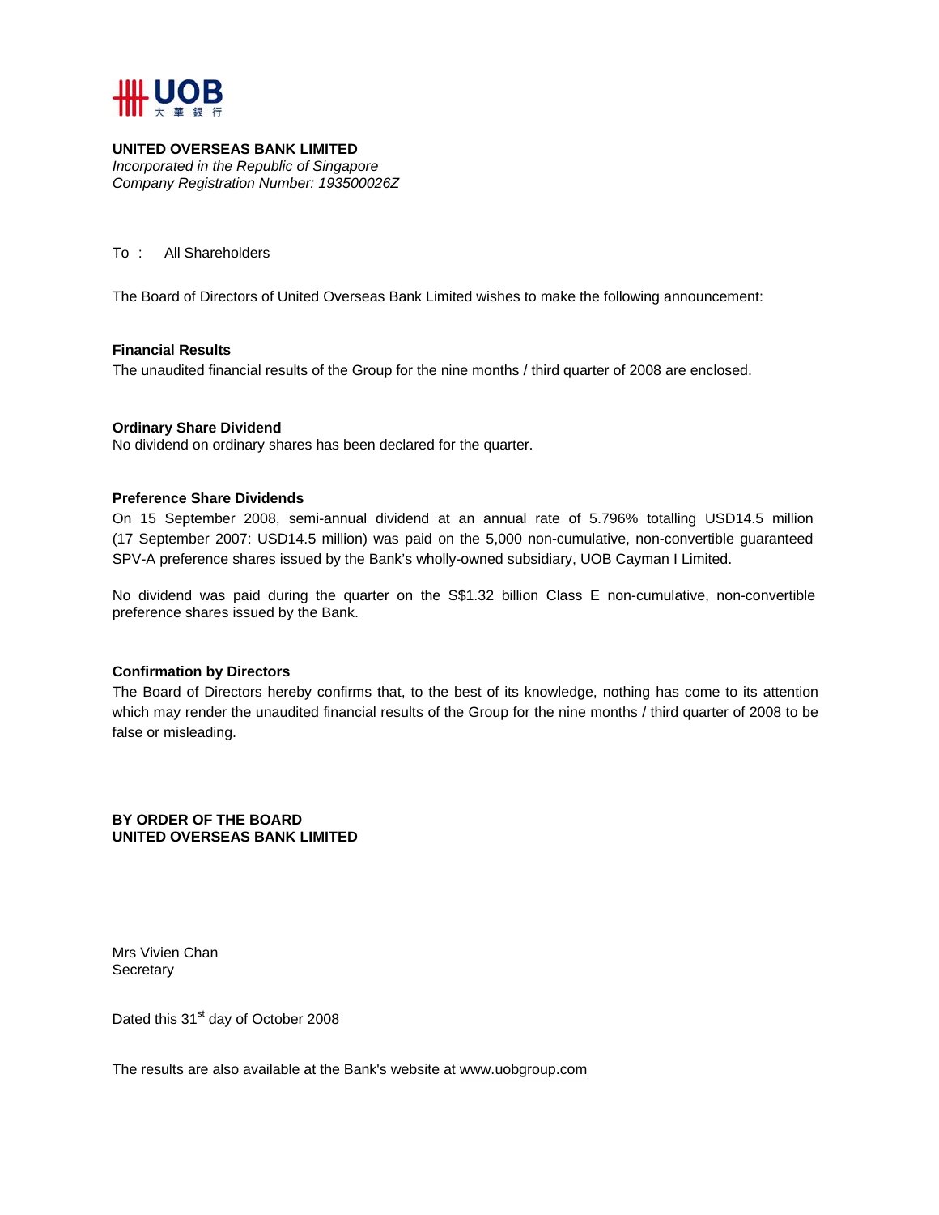UOB 大華銀行

**UNITED OVERSEAS BANK LIMITED**
*Incorporated in the Republic of Singapore*
*Company Registration Number: 193500026Z*

To : All Shareholders

The Board of Directors of United Overseas Bank Limited wishes to make the following announcement:

**Financial Results**

The unaudited financial results of the Group for the nine months / third quarter of 2008 are enclosed.

**Ordinary Share Dividend**

No dividend on ordinary shares has been declared for the quarter.

**Preference Share Dividends**

On 15 September 2008, semi-annual dividend at an annual rate of 5.796% totalling USD14.5 million (17 September 2007: USD14.5 million) was paid on the 5,000 non-cumulative, non-convertible guaranteed SPV-A preference shares issued by the Bank's wholly-owned subsidiary, UOB Cayman I Limited.

No dividend was paid during the quarter on the S$1.32 billion Class E non-cumulative, non-convertible preference shares issued by the Bank.

**Confirmation by Directors**

The Board of Directors hereby confirms that, to the best of its knowledge, nothing has come to its attention which may render the unaudited financial results of the Group for the nine months / third quarter of 2008 to be false or misleading.

**BY ORDER OF THE BOARD**
**UNITED OVERSEAS BANK LIMITED**

Mrs Vivien Chan
Secretary

Dated this 31st day of October 2008

The results are also available at the Bank's website at www.uobgroup.com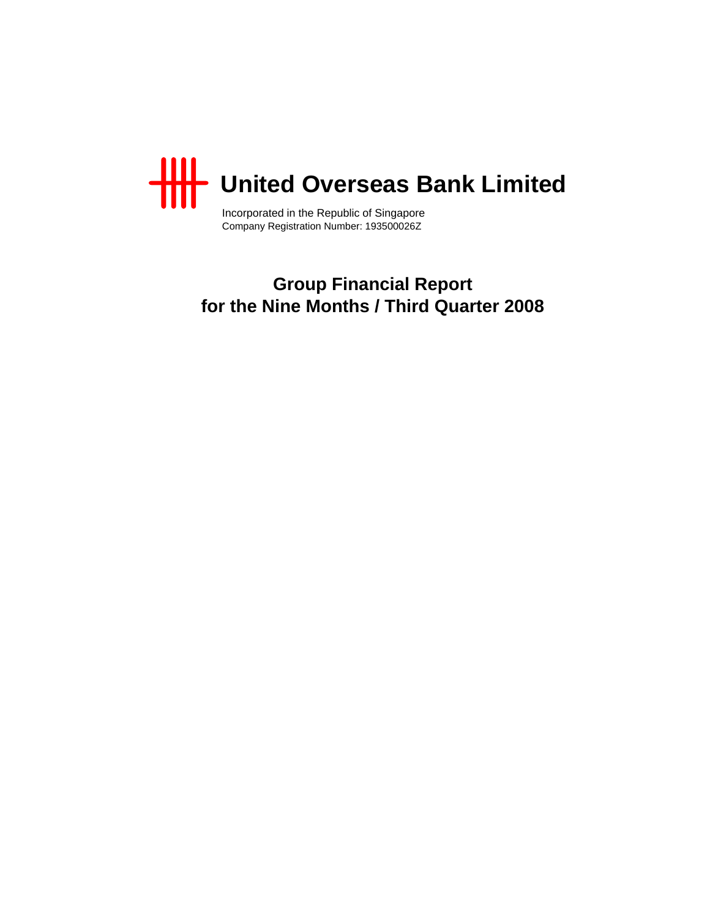# United Overseas Bank Limited

Incorporated in the Republic of Singapore
Company Registration Number: 193500026Z

## Group Financial Report for the Nine Months / Third Quarter 2008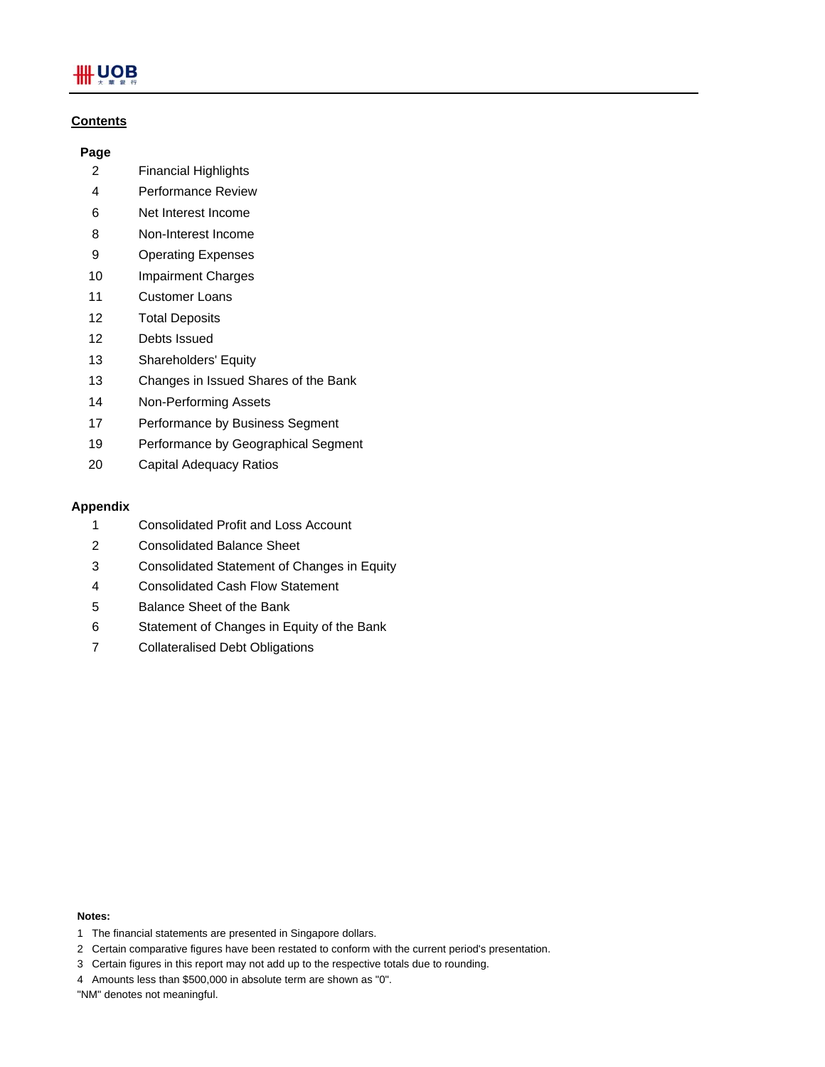UOB

## Contents

| Page | |
|---|---|
| 2 | Financial Highlights |
| 4 | Performance Review |
| 6 | Net Interest Income |
| 8 | Non-Interest Income |
| 9 | Operating Expenses |
| 10 | Impairment Charges |
| 11 | Customer Loans |
| 12 | Total Deposits |
| 12 | Debts Issued |
| 13 | Shareholders' Equity |
| 13 | Changes in Issued Shares of the Bank |
| 14 | Non-Performing Assets |
| 17 | Performance by Business Segment |
| 19 | Performance by Geographical Segment |
| 20 | Capital Adequacy Ratios |

### Appendix

| | |
|---|---|
| 1 | Consolidated Profit and Loss Account |
| 2 | Consolidated Balance Sheet |
| 3 | Consolidated Statement of Changes in Equity |
| 4 | Consolidated Cash Flow Statement |
| 5 | Balance Sheet of the Bank |
| 6 | Statement of Changes in Equity of the Bank |
| 7 | Collateralised Debt Obligations |

**Notes:**

1 The financial statements are presented in Singapore dollars.

2 Certain comparative figures have been restated to conform with the current period's presentation.

3 Certain figures in this report may not add up to the respective totals due to rounding.

4 Amounts less than $500,000 in absolute term are shown as "0".

"NM" denotes not meaningful.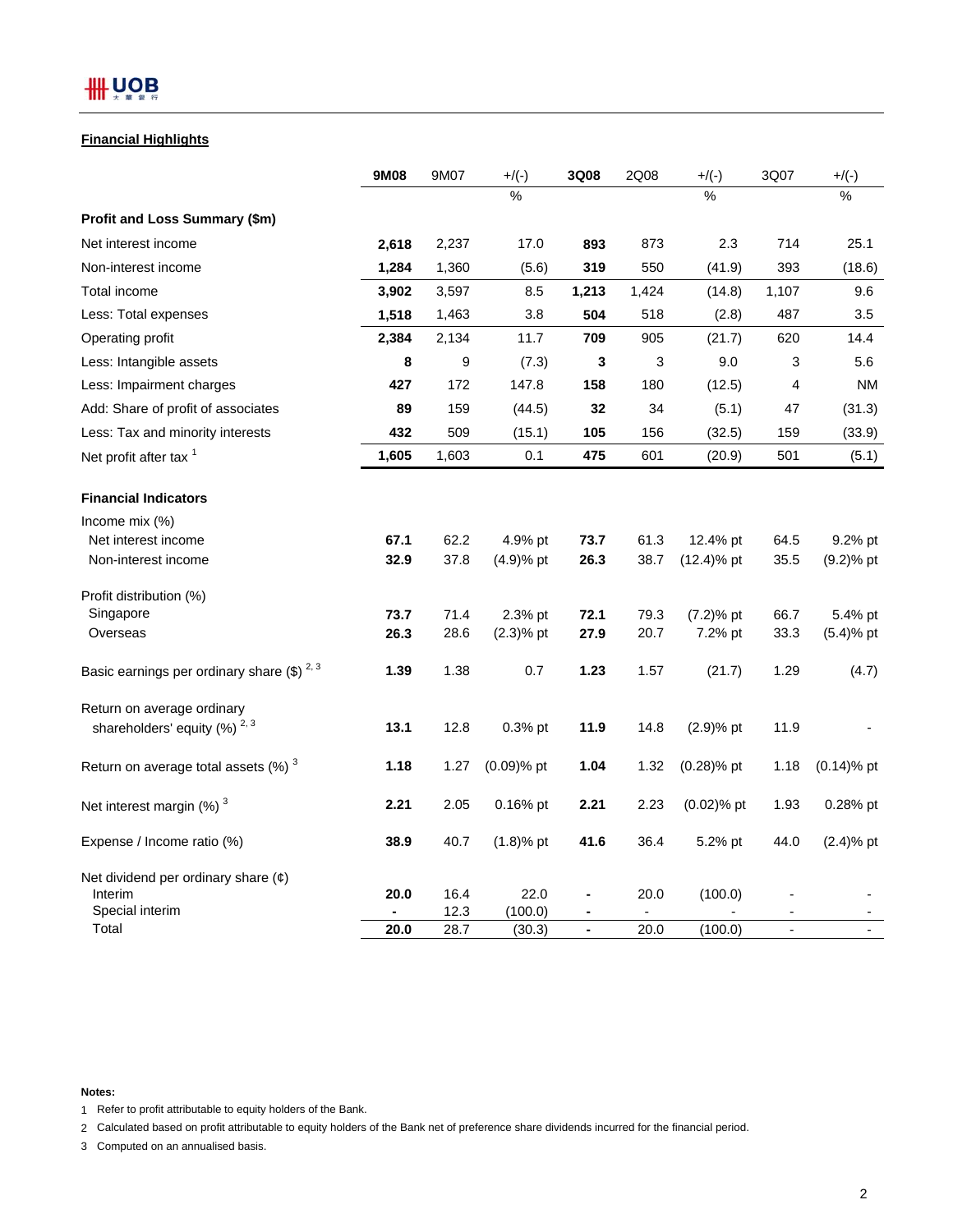## Financial Highlights

| | 9M08 | 9M07 | +/(-) | 3Q08 | 2Q08 | +/(-) | 3Q07 | +/(-) |
|---|---|---|---|---|---|---|---|---|
| | | | % | | | % | | % |
| **Profit and Loss Summary ($m)** | | | | | | | | |
| Net interest income | **2,618** | 2,237 | 17.0 | **893** | 873 | 2.3 | 714 | 25.1 |
| Non-interest income | **1,284** | 1,360 | (5.6) | **319** | 550 | (41.9) | 393 | (18.6) |
| Total income | **3,902** | 3,597 | 8.5 | **1,213** | 1,424 | (14.8) | 1,107 | 9.6 |
| Less: Total expenses | **1,518** | 1,463 | 3.8 | **504** | 518 | (2.8) | 487 | 3.5 |
| Operating profit | **2,384** | 2,134 | 11.7 | **709** | 905 | (21.7) | 620 | 14.4 |
| Less: Intangible assets | **8** | 9 | (7.3) | **3** | 3 | 9.0 | 3 | 5.6 |
| Less: Impairment charges | **427** | 172 | 147.8 | **158** | 180 | (12.5) | 4 | NM |
| Add: Share of profit of associates | **89** | 159 | (44.5) | **32** | 34 | (5.1) | 47 | (31.3) |
| Less: Tax and minority interests | **432** | 509 | (15.1) | **105** | 156 | (32.5) | 159 | (33.9) |
| Net profit after tax [1] | **1,605** | 1,603 | 0.1 | **475** | 601 | (20.9) | 501 | (5.1) |
| **Financial Indicators** | | | | | | | | |
| Income mix (%) | | | | | | | | |
| Net interest income | **67.1** | 62.2 | 4.9% pt | **73.7** | 61.3 | 12.4% pt | 64.5 | 9.2% pt |
| Non-interest income | **32.9** | 37.8 | (4.9)% pt | **26.3** | 38.7 | (12.4)% pt | 35.5 | (9.2)% pt |
| Profit distribution (%) | | | | | | | | |
| Singapore | **73.7** | 71.4 | 2.3% pt | **72.1** | 79.3 | (7.2)% pt | 66.7 | 5.4% pt |
| Overseas | **26.3** | 28.6 | (2.3)% pt | **27.9** | 20.7 | 7.2% pt | 33.3 | (5.4)% pt |
| Basic earnings per ordinary share ($) [2, 3] | **1.39** | 1.38 | 0.7 | **1.23** | 1.57 | (21.7) | 1.29 | (4.7) |
| Return on average ordinary shareholders' equity (%) [2, 3] | **13.1** | 12.8 | 0.3% pt | **11.9** | 14.8 | (2.9)% pt | 11.9 | - |
| Return on average total assets (%) [3] | **1.18** | 1.27 | (0.09)% pt | **1.04** | 1.32 | (0.28)% pt | 1.18 | (0.14)% pt |
| Net interest margin (%) [3] | **2.21** | 2.05 | 0.16% pt | **2.21** | 2.23 | (0.02)% pt | 1.93 | 0.28% pt |
| Expense / Income ratio (%) | **38.9** | 40.7 | (1.8)% pt | **41.6** | 36.4 | 5.2% pt | 44.0 | (2.4)% pt |
| Net dividend per ordinary share (¢) | | | | | | | | |
| Interim | **20.0** | 16.4 | 22.0 | **-** | 20.0 | (100.0) | - | - |
| Special interim | **-** | 12.3 | (100.0) | **-** | - | - | - | - |
| Total | **20.0** | 28.7 | (30.3) | **-** | 20.0 | (100.0) | - | - |

**Notes:**

1 Refer to profit attributable to equity holders of the Bank.

2 Calculated based on profit attributable to equity holders of the Bank net of preference share dividends incurred for the financial period.

3 Computed on an annualised basis.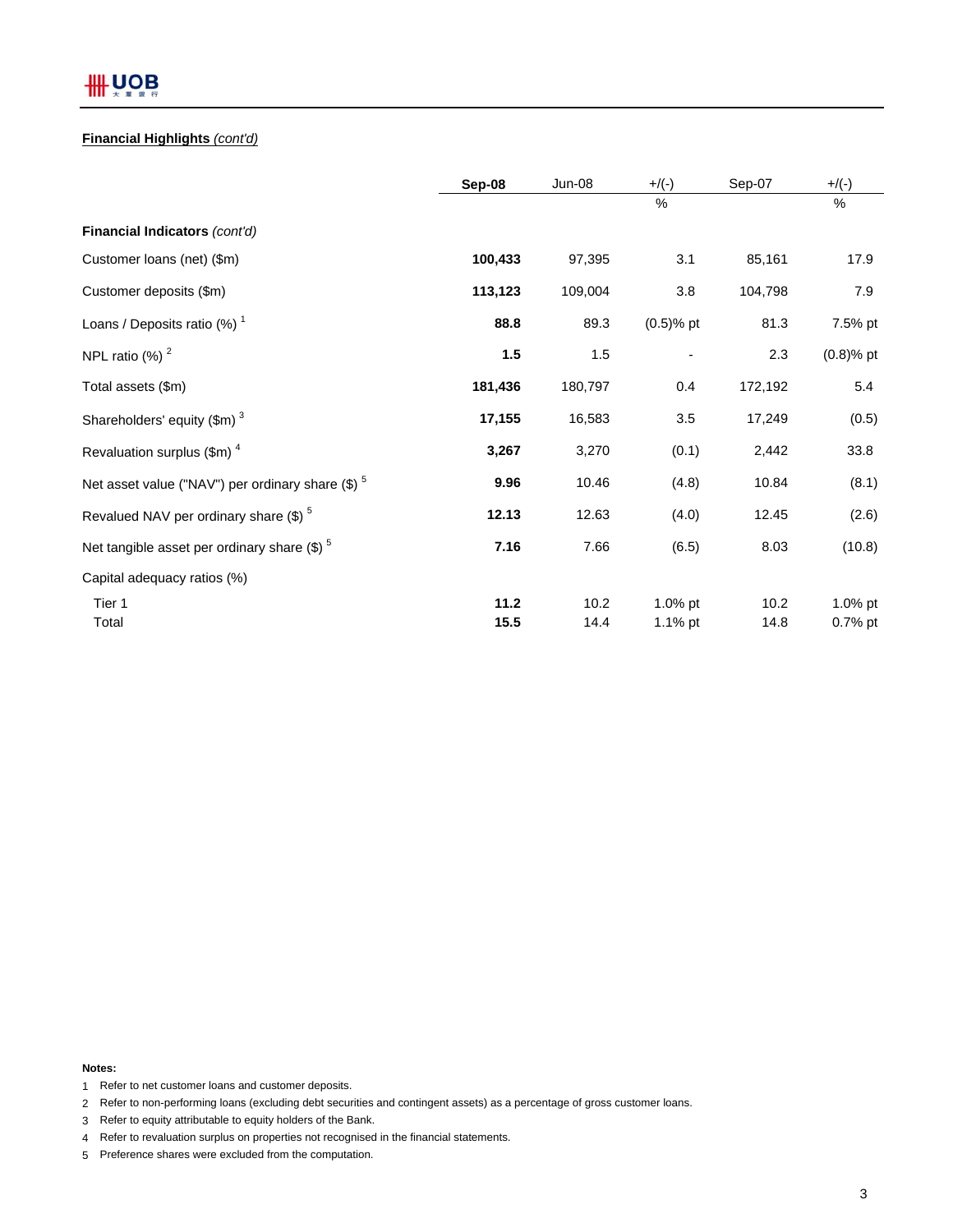**Financial Highlights** *(cont'd)*

| | Sep-08 | Jun-08 | +/(-) % | Sep-07 | +/(-) % |
|---|---|---|---|---|---|
| **Financial Indicators** *(cont'd)* | | | | | |
| Customer loans (net) ($m) | **100,433** | 97,395 | 3.1 | 85,161 | 17.9 |
| Customer deposits ($m) | **113,123** | 109,004 | 3.8 | 104,798 | 7.9 |
| Loans / Deposits ratio (%) [1] | **88.8** | 89.3 | (0.5)% pt | 81.3 | 7.5% pt |
| NPL ratio (%) [2] | **1.5** | 1.5 | - | 2.3 | (0.8)% pt |
| Total assets ($m) | **181,436** | 180,797 | 0.4 | 172,192 | 5.4 |
| Shareholders' equity ($m) [3] | **17,155** | 16,583 | 3.5 | 17,249 | (0.5) |
| Revaluation surplus ($m) [4] | **3,267** | 3,270 | (0.1) | 2,442 | 33.8 |
| Net asset value ("NAV") per ordinary share ($) [5] | **9.96** | 10.46 | (4.8) | 10.84 | (8.1) |
| Revalued NAV per ordinary share ($) [5] | **12.13** | 12.63 | (4.0) | 12.45 | (2.6) |
| Net tangible asset per ordinary share ($) [5] | **7.16** | 7.66 | (6.5) | 8.03 | (10.8) |
| Capital adequacy ratios (%) | | | | | |
| Tier 1 | **11.2** | 10.2 | 1.0% pt | 10.2 | 1.0% pt |
| Total | **15.5** | 14.4 | 1.1% pt | 14.8 | 0.7% pt |

**Notes:**

1 Refer to net customer loans and customer deposits.

2 Refer to non-performing loans (excluding debt securities and contingent assets) as a percentage of gross customer loans.

3 Refer to equity attributable to equity holders of the Bank.

4 Refer to revaluation surplus on properties not recognised in the financial statements.

5 Preference shares were excluded from the computation.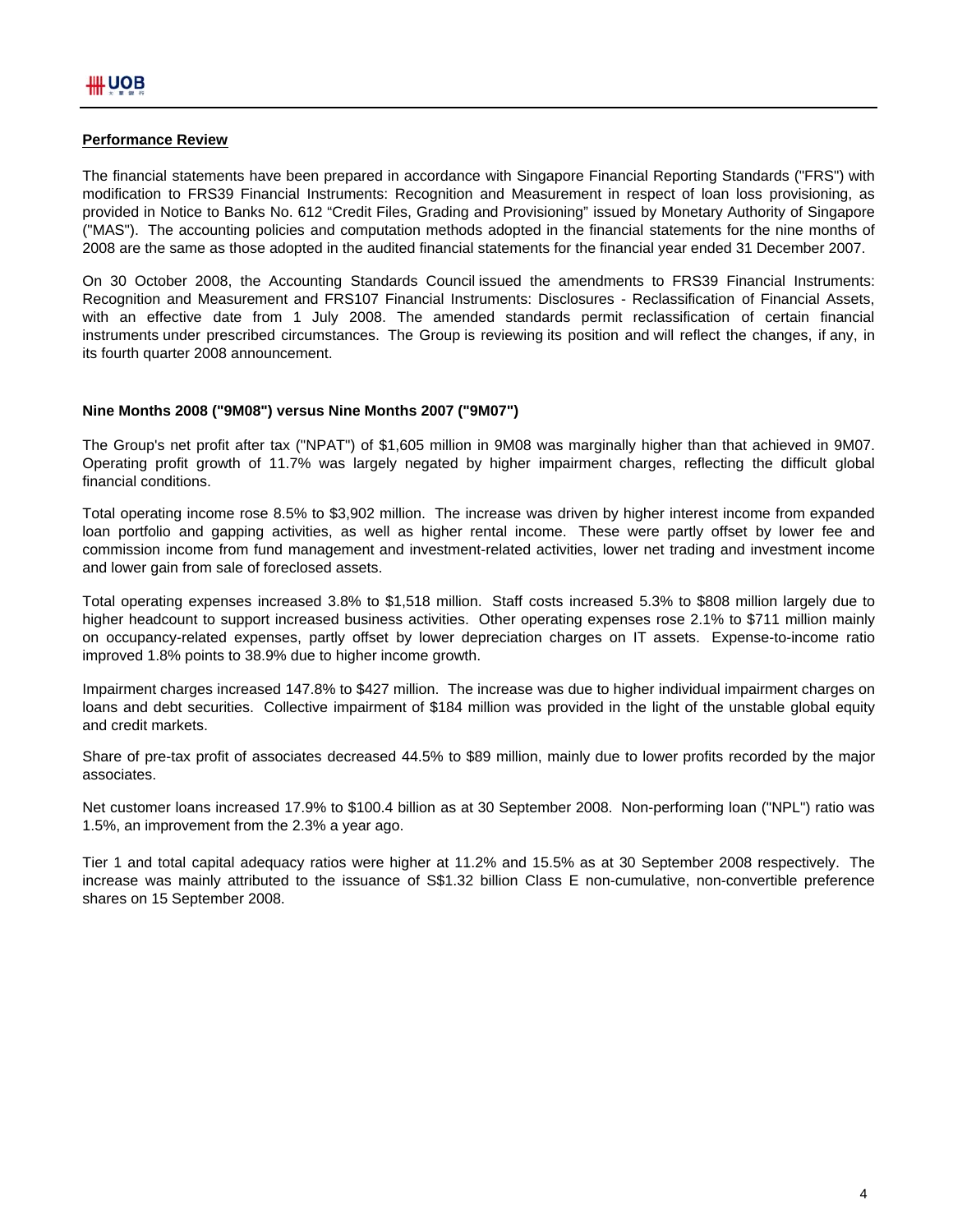**Performance Review**

The financial statements have been prepared in accordance with Singapore Financial Reporting Standards ("FRS") with modification to FRS39 Financial Instruments: Recognition and Measurement in respect of loan loss provisioning, as provided in Notice to Banks No. 612 "Credit Files, Grading and Provisioning" issued by Monetary Authority of Singapore ("MAS"). The accounting policies and computation methods adopted in the financial statements for the nine months of 2008 are the same as those adopted in the audited financial statements for the financial year ended 31 December 2007.

On 30 October 2008, the Accounting Standards Council issued the amendments to FRS39 Financial Instruments: Recognition and Measurement and FRS107 Financial Instruments: Disclosures - Reclassification of Financial Assets, with an effective date from 1 July 2008. The amended standards permit reclassification of certain financial instruments under prescribed circumstances. The Group is reviewing its position and will reflect the changes, if any, in its fourth quarter 2008 announcement.

**Nine Months 2008 ("9M08") versus Nine Months 2007 ("9M07")**

The Group's net profit after tax ("NPAT") of $1,605 million in 9M08 was marginally higher than that achieved in 9M07. Operating profit growth of 11.7% was largely negated by higher impairment charges, reflecting the difficult global financial conditions.

Total operating income rose 8.5% to $3,902 million. The increase was driven by higher interest income from expanded loan portfolio and gapping activities, as well as higher rental income. These were partly offset by lower fee and commission income from fund management and investment-related activities, lower net trading and investment income and lower gain from sale of foreclosed assets.

Total operating expenses increased 3.8% to $1,518 million. Staff costs increased 5.3% to $808 million largely due to higher headcount to support increased business activities. Other operating expenses rose 2.1% to $711 million mainly on occupancy-related expenses, partly offset by lower depreciation charges on IT assets. Expense-to-income ratio improved 1.8% points to 38.9% due to higher income growth.

Impairment charges increased 147.8% to $427 million. The increase was due to higher individual impairment charges on loans and debt securities. Collective impairment of $184 million was provided in the light of the unstable global equity and credit markets.

Share of pre-tax profit of associates decreased 44.5% to $89 million, mainly due to lower profits recorded by the major associates.

Net customer loans increased 17.9% to $100.4 billion as at 30 September 2008. Non-performing loan ("NPL") ratio was 1.5%, an improvement from the 2.3% a year ago.

Tier 1 and total capital adequacy ratios were higher at 11.2% and 15.5% as at 30 September 2008 respectively. The increase was mainly attributed to the issuance of S$1.32 billion Class E non-cumulative, non-convertible preference shares on 15 September 2008.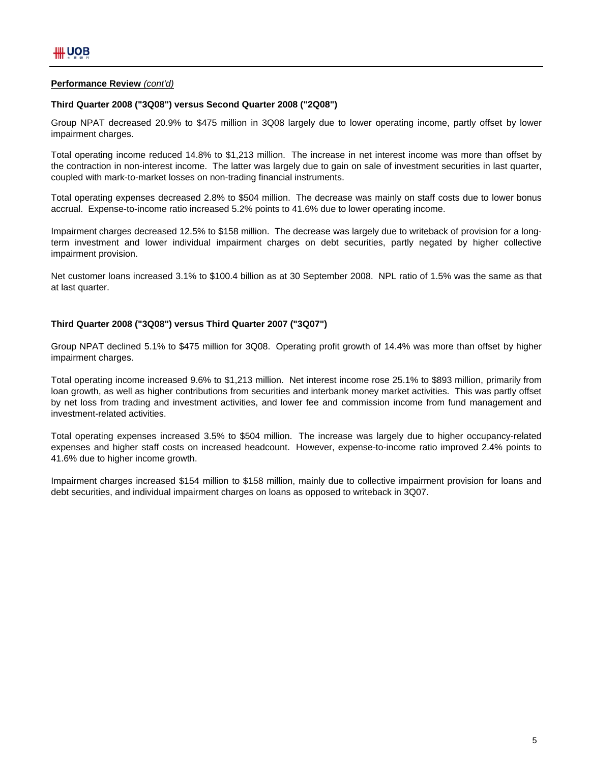**Performance Review** *(cont'd)*

**Third Quarter 2008 ("3Q08") versus Second Quarter 2008 ("2Q08")**

Group NPAT decreased 20.9% to $475 million in 3Q08 largely due to lower operating income, partly offset by lower impairment charges.

Total operating income reduced 14.8% to $1,213 million. The increase in net interest income was more than offset by the contraction in non-interest income. The latter was largely due to gain on sale of investment securities in last quarter, coupled with mark-to-market losses on non-trading financial instruments.

Total operating expenses decreased 2.8% to $504 million. The decrease was mainly on staff costs due to lower bonus accrual. Expense-to-income ratio increased 5.2% points to 41.6% due to lower operating income.

Impairment charges decreased 12.5% to $158 million. The decrease was largely due to writeback of provision for a long-term investment and lower individual impairment charges on debt securities, partly negated by higher collective impairment provision.

Net customer loans increased 3.1% to $100.4 billion as at 30 September 2008. NPL ratio of 1.5% was the same as that at last quarter.

**Third Quarter 2008 ("3Q08") versus Third Quarter 2007 ("3Q07")**

Group NPAT declined 5.1% to $475 million for 3Q08. Operating profit growth of 14.4% was more than offset by higher impairment charges.

Total operating income increased 9.6% to $1,213 million. Net interest income rose 25.1% to $893 million, primarily from loan growth, as well as higher contributions from securities and interbank money market activities. This was partly offset by net loss from trading and investment activities, and lower fee and commission income from fund management and investment-related activities.

Total operating expenses increased 3.5% to $504 million. The increase was largely due to higher occupancy-related expenses and higher staff costs on increased headcount. However, expense-to-income ratio improved 2.4% points to 41.6% due to higher income growth.

Impairment charges increased $154 million to $158 million, mainly due to collective impairment provision for loans and debt securities, and individual impairment charges on loans as opposed to writeback in 3Q07.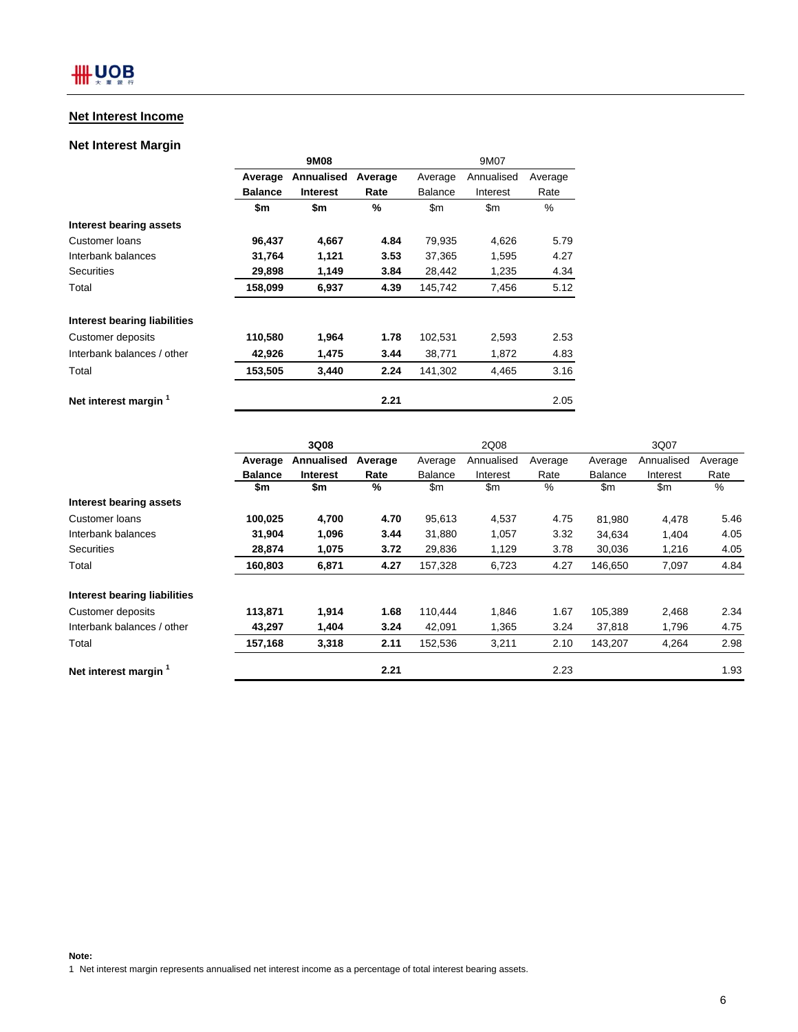## Net Interest Income

### Net Interest Margin

| | 9M08 | | | 9M07 | | |
|---|---|---|---|---|---|---|
| | **Average Balance** | **Annualised Interest** | **Average Rate** | Average Balance | Annualised Interest | Average Rate |
| | **$m** | **$m** | **%** | $m | $m | % |
| **Interest bearing assets** | | | | | | |
| Customer loans | **96,437** | **4,667** | **4.84** | 79,935 | 4,626 | 5.79 |
| Interbank balances | **31,764** | **1,121** | **3.53** | 37,365 | 1,595 | 4.27 |
| Securities | **29,898** | **1,149** | **3.84** | 28,442 | 1,235 | 4.34 |
| Total | **158,099** | **6,937** | **4.39** | 145,742 | 7,456 | 5.12 |
| **Interest bearing liabilities** | | | | | | |
| Customer deposits | **110,580** | **1,964** | **1.78** | 102,531 | 2,593 | 2.53 |
| Interbank balances / other | **42,926** | **1,475** | **3.44** | 38,771 | 1,872 | 4.83 |
| Total | **153,505** | **3,440** | **2.24** | 141,302 | 4,465 | 3.16 |
| **Net interest margin** [1] | | | **2.21** | | | 2.05 |

| | 3Q08 | | | 2Q08 | | | 3Q07 | | |
|---|---|---|---|---|---|---|---|---|---|
| | **Average Balance** | **Annualised Interest** | **Average Rate** | Average Balance | Annualised Interest | Average Rate | Average Balance | Annualised Interest | Average Rate |
| | **$m** | **$m** | **%** | $m | $m | % | $m | $m | % |
| **Interest bearing assets** | | | | | | | | | |
| Customer loans | **100,025** | **4,700** | **4.70** | 95,613 | 4,537 | 4.75 | 81,980 | 4,478 | 5.46 |
| Interbank balances | **31,904** | **1,096** | **3.44** | 31,880 | 1,057 | 3.32 | 34,634 | 1,404 | 4.05 |
| Securities | **28,874** | **1,075** | **3.72** | 29,836 | 1,129 | 3.78 | 30,036 | 1,216 | 4.05 |
| Total | **160,803** | **6,871** | **4.27** | 157,328 | 6,723 | 4.27 | 146,650 | 7,097 | 4.84 |
| **Interest bearing liabilities** | | | | | | | | | |
| Customer deposits | **113,871** | **1,914** | **1.68** | 110,444 | 1,846 | 1.67 | 105,389 | 2,468 | 2.34 |
| Interbank balances / other | **43,297** | **1,404** | **3.24** | 42,091 | 1,365 | 3.24 | 37,818 | 1,796 | 4.75 |
| Total | **157,168** | **3,318** | **2.11** | 152,536 | 3,211 | 2.10 | 143,207 | 4,264 | 2.98 |
| **Net interest margin** [1] | | | **2.21** | | | 2.23 | | | 1.93 |

**Note:**

1 Net interest margin represents annualised net interest income as a percentage of total interest bearing assets.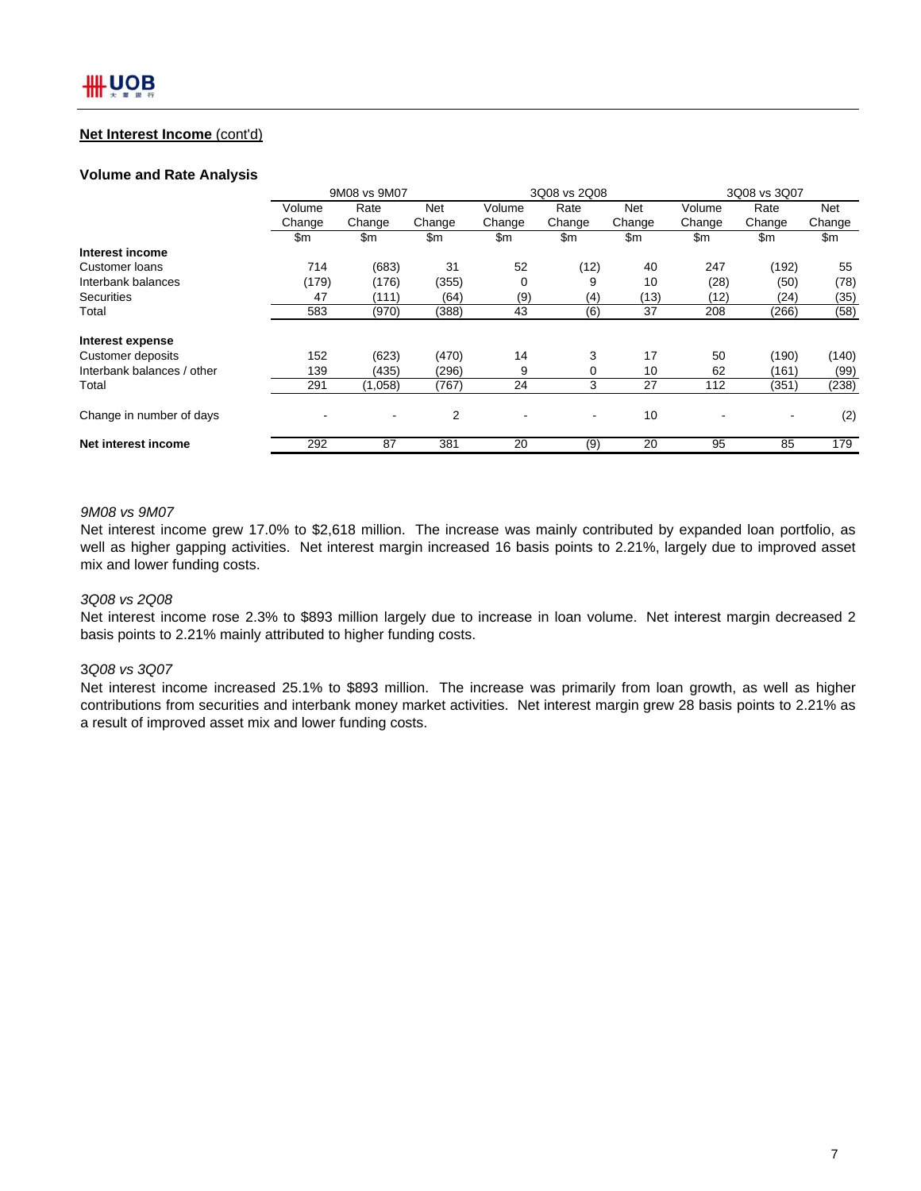## Net Interest Income (cont'd)

### Volume and Rate Analysis

| | 9M08 vs 9M07 | | | 3Q08 vs 2Q08 | | | 3Q08 vs 3Q07 | | |
|---|---|---|---|---|---|---|---|---|---|
| | Volume Change | Rate Change | Net Change | Volume Change | Rate Change | Net Change | Volume Change | Rate Change | Net Change |
| | $m | $m | $m | $m | $m | $m | $m | $m | $m |
| **Interest income** | | | | | | | | | |
| Customer loans | 714 | (683) | 31 | 52 | (12) | 40 | 247 | (192) | 55 |
| Interbank balances | (179) | (176) | (355) | 0 | 9 | 10 | (28) | (50) | (78) |
| Securities | 47 | (111) | (64) | (9) | (4) | (13) | (12) | (24) | (35) |
| Total | 583 | (970) | (388) | 43 | (6) | 37 | 208 | (266) | (58) |
| **Interest expense** | | | | | | | | | |
| Customer deposits | 152 | (623) | (470) | 14 | 3 | 17 | 50 | (190) | (140) |
| Interbank balances / other | 139 | (435) | (296) | 9 | 0 | 10 | 62 | (161) | (99) |
| Total | 291 | (1,058) | (767) | 24 | 3 | 27 | 112 | (351) | (238) |
| Change in number of days | - | - | 2 | - | - | 10 | - | - | (2) |
| **Net interest income** | 292 | 87 | 381 | 20 | (9) | 20 | 95 | 85 | 179 |

*9M08 vs 9M07*

Net interest income grew 17.0% to $2,618 million. The increase was mainly contributed by expanded loan portfolio, as well as higher gapping activities. Net interest margin increased 16 basis points to 2.21%, largely due to improved asset mix and lower funding costs.

*3Q08 vs 2Q08*

Net interest income rose 2.3% to $893 million largely due to increase in loan volume. Net interest margin decreased 2 basis points to 2.21% mainly attributed to higher funding costs.

*3Q08 vs 3Q07*

Net interest income increased 25.1% to $893 million. The increase was primarily from loan growth, as well as higher contributions from securities and interbank money market activities. Net interest margin grew 28 basis points to 2.21% as a result of improved asset mix and lower funding costs.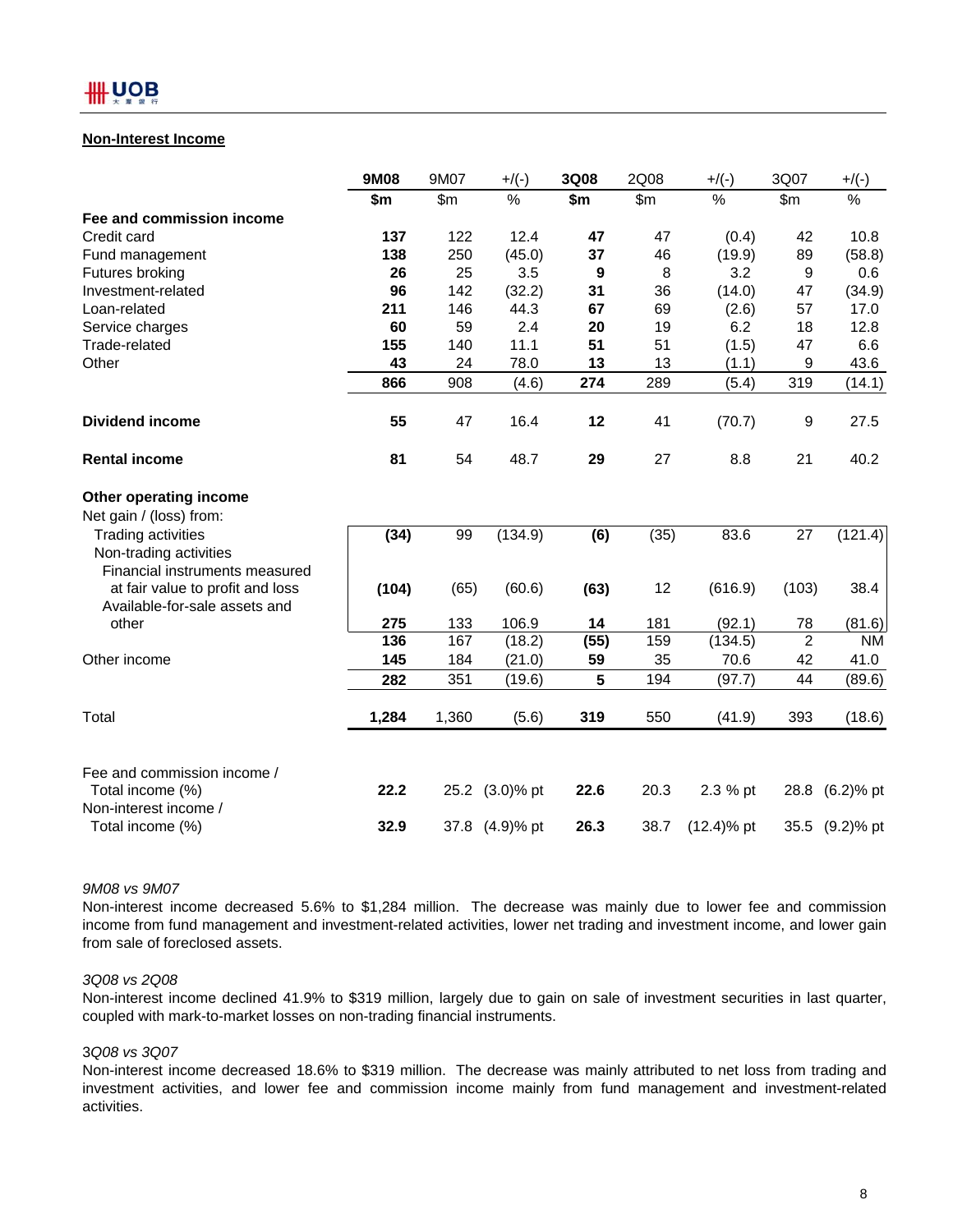## Non-Interest Income

| | 9M08 | 9M07 | +/(-) | 3Q08 | 2Q08 | +/(-) | 3Q07 | +/(-) |
|---|---|---|---|---|---|---|---|---|
| | **$m** | $m | % | **$m** | $m | % | $m | % |
| **Fee and commission income** | | | | | | | | |
| Credit card | **137** | 122 | 12.4 | **47** | 47 | (0.4) | 42 | 10.8 |
| Fund management | **138** | 250 | (45.0) | **37** | 46 | (19.9) | 89 | (58.8) |
| Futures broking | **26** | 25 | 3.5 | **9** | 8 | 3.2 | 9 | 0.6 |
| Investment-related | **96** | 142 | (32.2) | **31** | 36 | (14.0) | 47 | (34.9) |
| Loan-related | **211** | 146 | 44.3 | **67** | 69 | (2.6) | 57 | 17.0 |
| Service charges | **60** | 59 | 2.4 | **20** | 19 | 6.2 | 18 | 12.8 |
| Trade-related | **155** | 140 | 11.1 | **51** | 51 | (1.5) | 47 | 6.6 |
| Other | **43** | 24 | 78.0 | **13** | 13 | (1.1) | 9 | 43.6 |
| | **866** | 908 | (4.6) | **274** | 289 | (5.4) | 319 | (14.1) |
| **Dividend income** | **55** | 47 | 16.4 | **12** | 41 | (70.7) | 9 | 27.5 |
| **Rental income** | **81** | 54 | 48.7 | **29** | 27 | 8.8 | 21 | 40.2 |
| **Other operating income** | | | | | | | | |
| Net gain / (loss) from: | | | | | | | | |
| Trading activities | **(34)** | 99 | (134.9) | **(6)** | (35) | 83.6 | 27 | (121.4) |
| Non-trading activities | | | | | | | | |
| Financial instruments measured at fair value to profit and loss | **(104)** | (65) | (60.6) | **(63)** | 12 | (616.9) | (103) | 38.4 |
| Available-for-sale assets and other | **275** | 133 | 106.9 | **14** | 181 | (92.1) | 78 | (81.6) |
| | **136** | 167 | (18.2) | **(55)** | 159 | (134.5) | 2 | NM |
| Other income | **145** | 184 | (21.0) | **59** | 35 | 70.6 | 42 | 41.0 |
| | **282** | 351 | (19.6) | **5** | 194 | (97.7) | 44 | (89.6) |
| Total | **1,284** | 1,360 | (5.6) | **319** | 550 | (41.9) | 393 | (18.6) |
| Fee and commission income / Total income (%) | **22.2** | 25.2 | (3.0)% pt | **22.6** | 20.3 | 2.3 % pt | 28.8 | (6.2)% pt |
| Non-interest income / Total income (%) | **32.9** | 37.8 | (4.9)% pt | **26.3** | 38.7 | (12.4)% pt | 35.5 | (9.2)% pt |

*9M08 vs 9M07*

Non-interest income decreased 5.6% to $1,284 million. The decrease was mainly due to lower fee and commission income from fund management and investment-related activities, lower net trading and investment income, and lower gain from sale of foreclosed assets.

*3Q08 vs 2Q08*

Non-interest income declined 41.9% to $319 million, largely due to gain on sale of investment securities in last quarter, coupled with mark-to-market losses on non-trading financial instruments.

*3Q08 vs 3Q07*

Non-interest income decreased 18.6% to $319 million. The decrease was mainly attributed to net loss from trading and investment activities, and lower fee and commission income mainly from fund management and investment-related activities.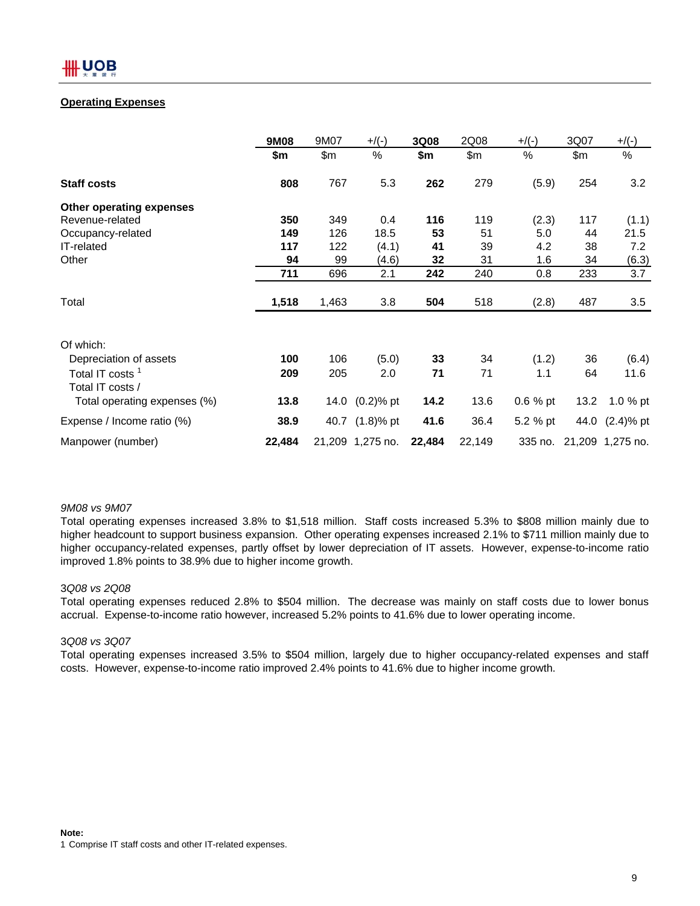## Operating Expenses

| | 9M08 | 9M07 | +/(-) | 3Q08 | 2Q08 | +/(-) | 3Q07 | +/(-) |
|---|---|---|---|---|---|---|---|---|
| | **$m** | $m | % | **$m** | $m | % | $m | % |
| **Staff costs** | **808** | 767 | 5.3 | **262** | 279 | (5.9) | 254 | 3.2 |
| **Other operating expenses** | | | | | | | | |
| Revenue-related | **350** | 349 | 0.4 | **116** | 119 | (2.3) | 117 | (1.1) |
| Occupancy-related | **149** | 126 | 18.5 | **53** | 51 | 5.0 | 44 | 21.5 |
| IT-related | **117** | 122 | (4.1) | **41** | 39 | 4.2 | 38 | 7.2 |
| Other | **94** | 99 | (4.6) | **32** | 31 | 1.6 | 34 | (6.3) |
| | **711** | 696 | 2.1 | **242** | 240 | 0.8 | 233 | 3.7 |
| Total | **1,518** | 1,463 | 3.8 | **504** | 518 | (2.8) | 487 | 3.5 |
| Of which: | | | | | | | | |
| Depreciation of assets | **100** | 106 | (5.0) | **33** | 34 | (1.2) | 36 | (6.4) |
| Total IT costs [1] | **209** | 205 | 2.0 | **71** | 71 | 1.1 | 64 | 11.6 |
| Total IT costs / Total operating expenses (%) | **13.8** | 14.0 | (0.2)% pt | **14.2** | 13.6 | 0.6 % pt | 13.2 | 1.0 % pt |
| Expense / Income ratio (%) | **38.9** | 40.7 | (1.8)% pt | **41.6** | 36.4 | 5.2 % pt | 44.0 | (2.4)% pt |
| Manpower (number) | **22,484** | 21,209 | 1,275 no. | **22,484** | 22,149 | 335 no. | 21,209 | 1,275 no. |

*9M08 vs 9M07*

Total operating expenses increased 3.8% to $1,518 million. Staff costs increased 5.3% to $808 million mainly due to higher headcount to support business expansion. Other operating expenses increased 2.1% to $711 million mainly due to higher occupancy-related expenses, partly offset by lower depreciation of IT assets. However, expense-to-income ratio improved 1.8% points to 38.9% due to higher income growth.

*3Q08 vs 2Q08*

Total operating expenses reduced 2.8% to $504 million. The decrease was mainly on staff costs due to lower bonus accrual. Expense-to-income ratio however, increased 5.2% points to 41.6% due to lower operating income.

*3Q08 vs 3Q07*

Total operating expenses increased 3.5% to $504 million, largely due to higher occupancy-related expenses and staff costs. However, expense-to-income ratio improved 2.4% points to 41.6% due to higher income growth.

**Note:**

1 Comprise IT staff costs and other IT-related expenses.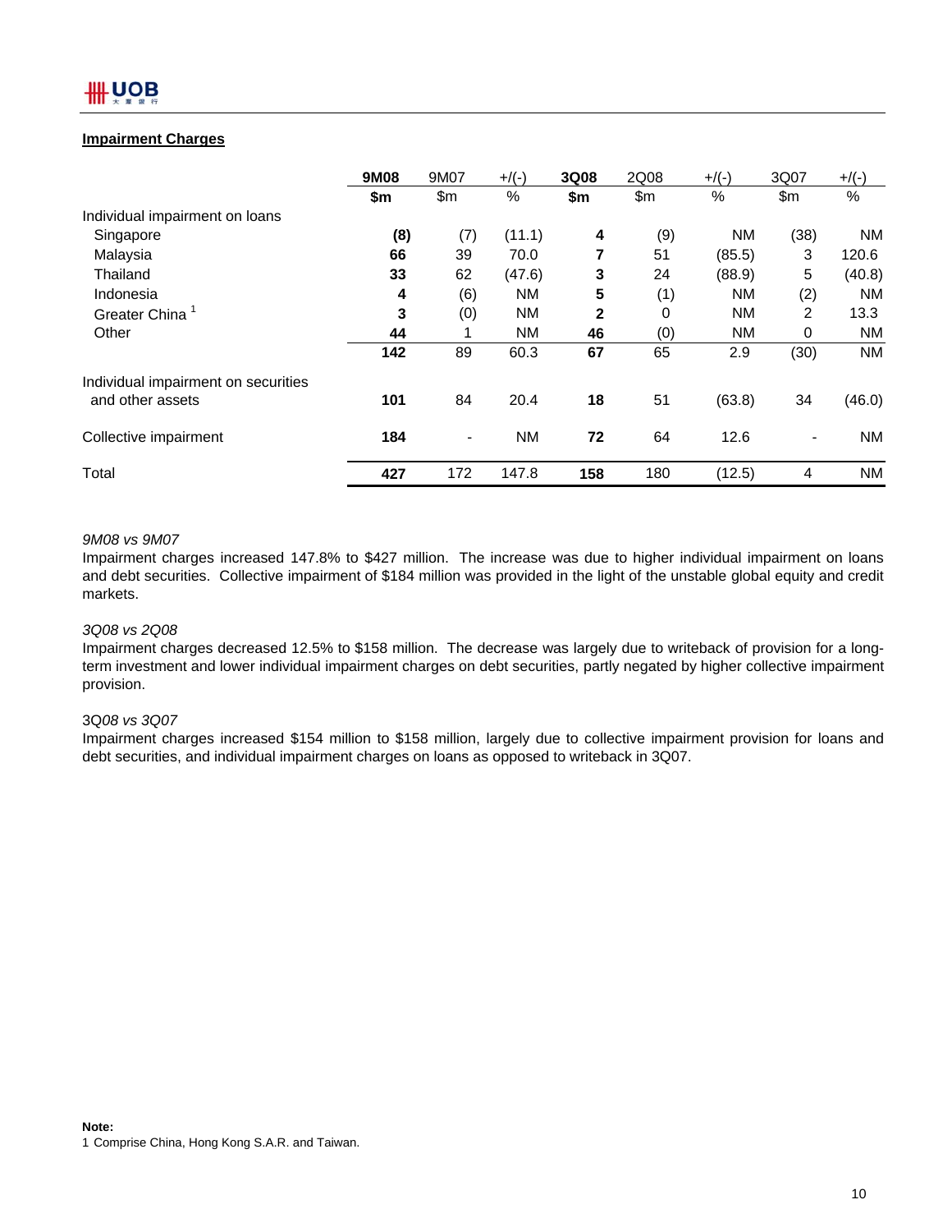## Impairment Charges

| | 9M08 | 9M07 | +/(-) | 3Q08 | 2Q08 | +/(-) | 3Q07 | +/(-) |
|---|---|---|---|---|---|---|---|---|
| | **$m** | $m | % | **$m** | $m | % | $m | % |
| Individual impairment on loans | | | | | | | | |
| Singapore | **(8)** | (7) | (11.1) | **4** | (9) | NM | (38) | NM |
| Malaysia | **66** | 39 | 70.0 | **7** | 51 | (85.5) | 3 | 120.6 |
| Thailand | **33** | 62 | (47.6) | **3** | 24 | (88.9) | 5 | (40.8) |
| Indonesia | **4** | (6) | NM | **5** | (1) | NM | (2) | NM |
| Greater China [1] | **3** | (0) | NM | **2** | 0 | NM | 2 | 13.3 |
| Other | **44** | 1 | NM | **46** | (0) | NM | 0 | NM |
| | **142** | 89 | 60.3 | **67** | 65 | 2.9 | (30) | NM |
| Individual impairment on securities and other assets | **101** | 84 | 20.4 | **18** | 51 | (63.8) | 34 | (46.0) |
| Collective impairment | **184** | - | NM | **72** | 64 | 12.6 | - | NM |
| Total | **427** | 172 | 147.8 | **158** | 180 | (12.5) | 4 | NM |

*9M08 vs 9M07*

Impairment charges increased 147.8% to $427 million. The increase was due to higher individual impairment on loans and debt securities. Collective impairment of $184 million was provided in the light of the unstable global equity and credit markets.

*3Q08 vs 2Q08*

Impairment charges decreased 12.5% to $158 million. The decrease was largely due to writeback of provision for a long-term investment and lower individual impairment charges on debt securities, partly negated by higher collective impairment provision.

3Q*08 vs 3Q07*

Impairment charges increased $154 million to $158 million, largely due to collective impairment provision for loans and debt securities, and individual impairment charges on loans as opposed to writeback in 3Q07.

**Note:**

1 Comprise China, Hong Kong S.A.R. and Taiwan.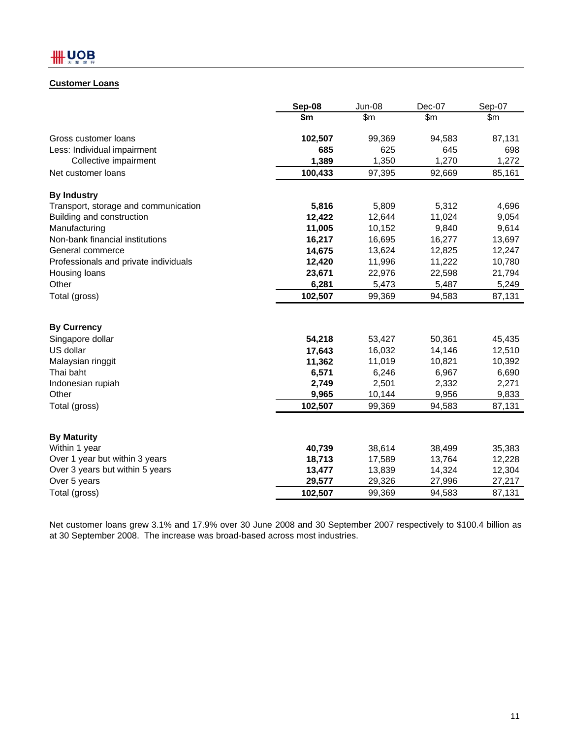## Customer Loans

| | Sep-08 | Jun-08 | Dec-07 | Sep-07 |
|---|---|---|---|---|
| | **$m** | $m | $m | $m |
| Gross customer loans | **102,507** | 99,369 | 94,583 | 87,131 |
| Less: Individual impairment | **685** | 625 | 645 | 698 |
| Collective impairment | **1,389** | 1,350 | 1,270 | 1,272 |
| Net customer loans | **100,433** | 97,395 | 92,669 | 85,161 |
| **By Industry** | | | | |
| Transport, storage and communication | **5,816** | 5,809 | 5,312 | 4,696 |
| Building and construction | **12,422** | 12,644 | 11,024 | 9,054 |
| Manufacturing | **11,005** | 10,152 | 9,840 | 9,614 |
| Non-bank financial institutions | **16,217** | 16,695 | 16,277 | 13,697 |
| General commerce | **14,675** | 13,624 | 12,825 | 12,247 |
| Professionals and private individuals | **12,420** | 11,996 | 11,222 | 10,780 |
| Housing loans | **23,671** | 22,976 | 22,598 | 21,794 |
| Other | **6,281** | 5,473 | 5,487 | 5,249 |
| Total (gross) | **102,507** | 99,369 | 94,583 | 87,131 |
| **By Currency** | | | | |
| Singapore dollar | **54,218** | 53,427 | 50,361 | 45,435 |
| US dollar | **17,643** | 16,032 | 14,146 | 12,510 |
| Malaysian ringgit | **11,362** | 11,019 | 10,821 | 10,392 |
| Thai baht | **6,571** | 6,246 | 6,967 | 6,690 |
| Indonesian rupiah | **2,749** | 2,501 | 2,332 | 2,271 |
| Other | **9,965** | 10,144 | 9,956 | 9,833 |
| Total (gross) | **102,507** | 99,369 | 94,583 | 87,131 |
| **By Maturity** | | | | |
| Within 1 year | **40,739** | 38,614 | 38,499 | 35,383 |
| Over 1 year but within 3 years | **18,713** | 17,589 | 13,764 | 12,228 |
| Over 3 years but within 5 years | **13,477** | 13,839 | 14,324 | 12,304 |
| Over 5 years | **29,577** | 29,326 | 27,996 | 27,217 |
| Total (gross) | **102,507** | 99,369 | 94,583 | 87,131 |

Net customer loans grew 3.1% and 17.9% over 30 June 2008 and 30 September 2007 respectively to $100.4 billion as at 30 September 2008. The increase was broad-based across most industries.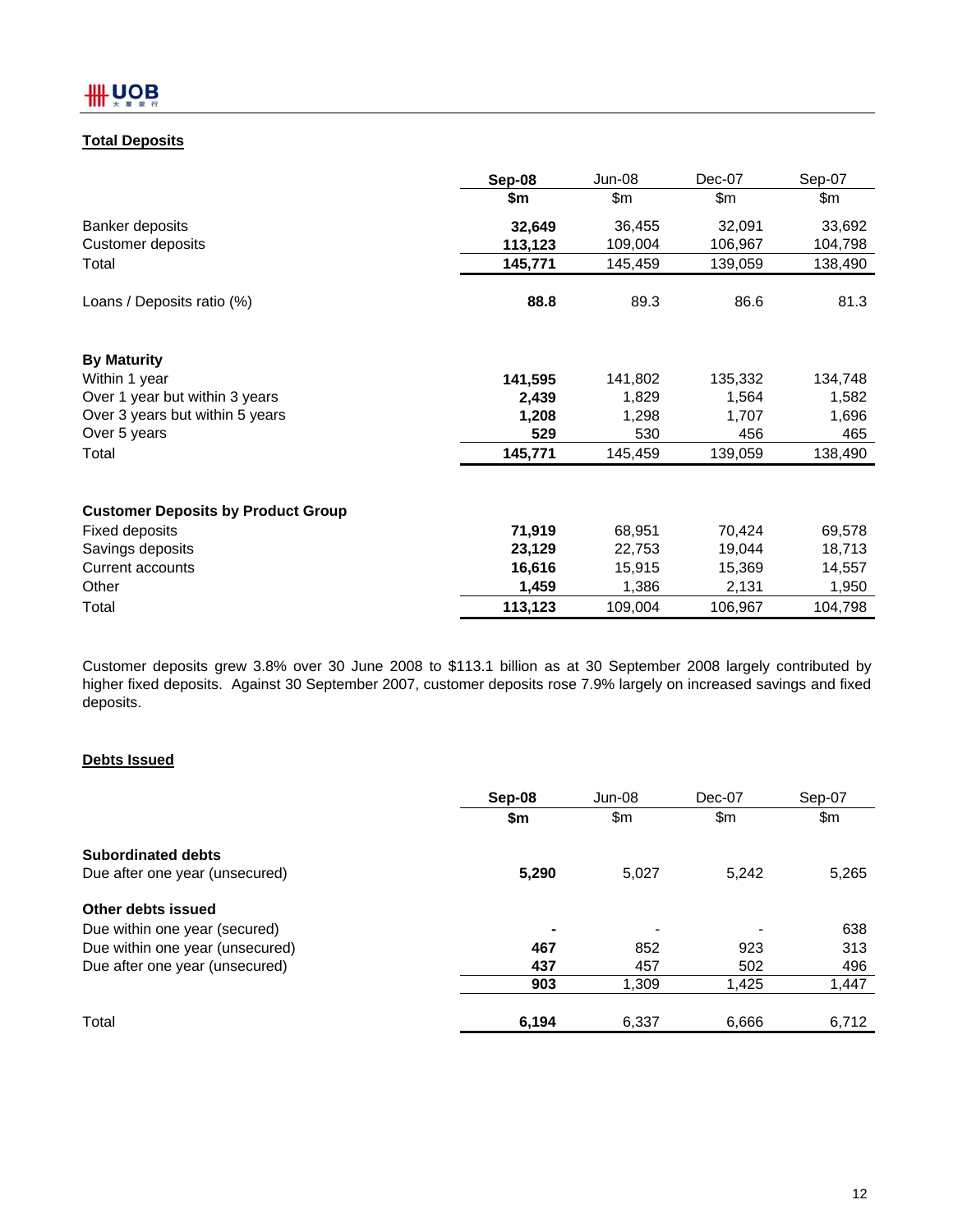## Total Deposits

| | **Sep-08** | Jun-08 | Dec-07 | Sep-07 |
|---|---|---|---|---|
| | **$m** | $m | $m | $m |
| Banker deposits | **32,649** | 36,455 | 32,091 | 33,692 |
| Customer deposits | **113,123** | 109,004 | 106,967 | 104,798 |
| Total | **145,771** | 145,459 | 139,059 | 138,490 |
| | | | | |
| Loans / Deposits ratio (%) | **88.8** | 89.3 | 86.6 | 81.3 |
| | | | | |
| **By Maturity** | | | | |
| Within 1 year | **141,595** | 141,802 | 135,332 | 134,748 |
| Over 1 year but within 3 years | **2,439** | 1,829 | 1,564 | 1,582 |
| Over 3 years but within 5 years | **1,208** | 1,298 | 1,707 | 1,696 |
| Over 5 years | **529** | 530 | 456 | 465 |
| Total | **145,771** | 145,459 | 139,059 | 138,490 |
| | | | | |
| **Customer Deposits by Product Group** | | | | |
| Fixed deposits | **71,919** | 68,951 | 70,424 | 69,578 |
| Savings deposits | **23,129** | 22,753 | 19,044 | 18,713 |
| Current accounts | **16,616** | 15,915 | 15,369 | 14,557 |
| Other | **1,459** | 1,386 | 2,131 | 1,950 |
| Total | **113,123** | 109,004 | 106,967 | 104,798 |

Customer deposits grew 3.8% over 30 June 2008 to $113.1 billion as at 30 September 2008 largely contributed by higher fixed deposits. Against 30 September 2007, customer deposits rose 7.9% largely on increased savings and fixed deposits.

## Debts Issued

| | **Sep-08** | Jun-08 | Dec-07 | Sep-07 |
|---|---|---|---|---|
| | **$m** | $m | $m | $m |
| **Subordinated debts** | | | | |
| Due after one year (unsecured) | **5,290** | 5,027 | 5,242 | 5,265 |
| | | | | |
| **Other debts issued** | | | | |
| Due within one year (secured) | **-** | - | - | 638 |
| Due within one year (unsecured) | **467** | 852 | 923 | 313 |
| Due after one year (unsecured) | **437** | 457 | 502 | 496 |
| | **903** | 1,309 | 1,425 | 1,447 |
| | | | | |
| Total | **6,194** | 6,337 | 6,666 | 6,712 |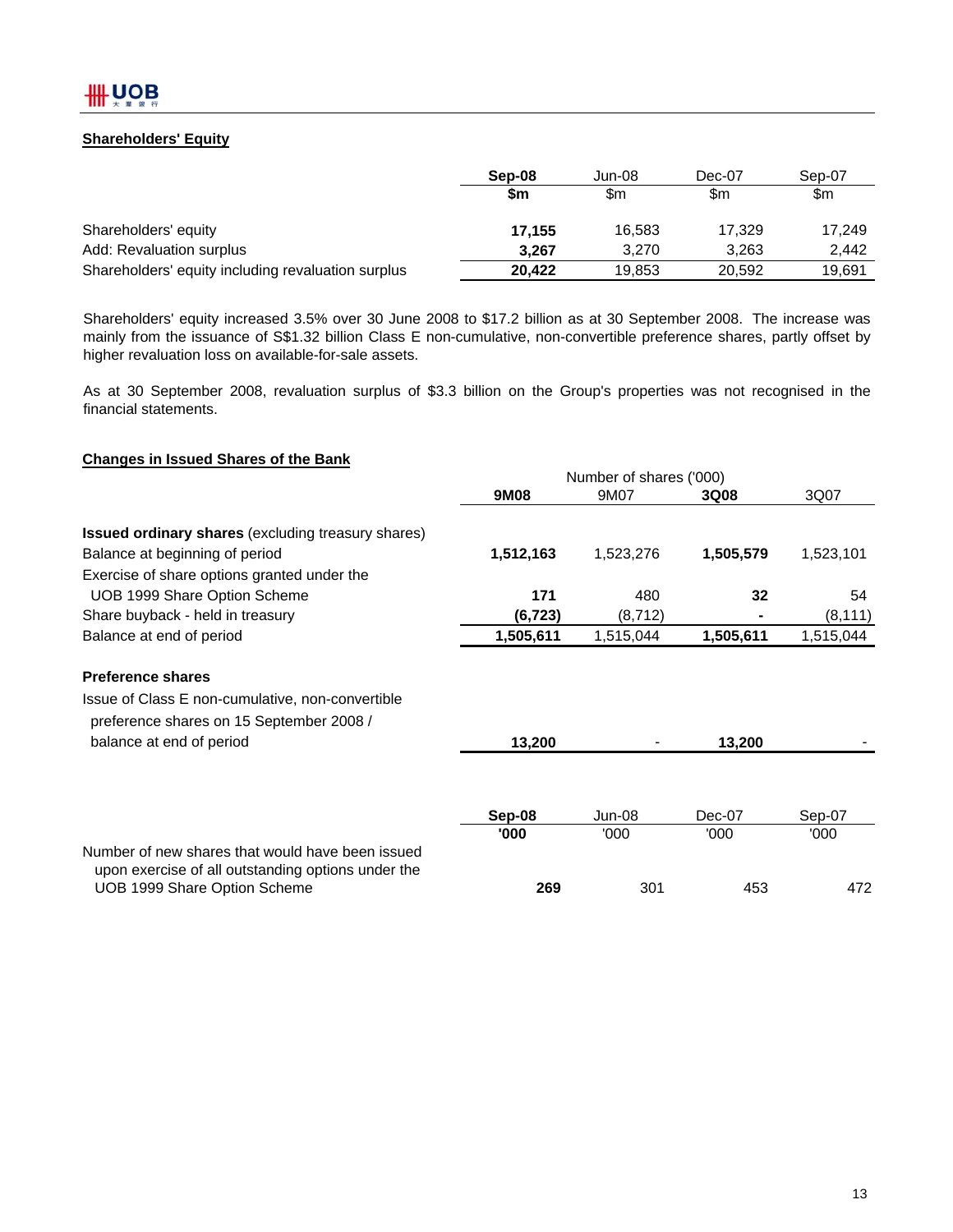## Shareholders' Equity

| | **Sep-08** | Jun-08 | Dec-07 | Sep-07 |
|---|---|---|---|---|
| | **$m** | $m | $m | $m |
| Shareholders' equity | **17,155** | 16,583 | 17,329 | 17,249 |
| Add: Revaluation surplus | **3,267** | 3,270 | 3,263 | 2,442 |
| Shareholders' equity including revaluation surplus | **20,422** | 19,853 | 20,592 | 19,691 |

Shareholders' equity increased 3.5% over 30 June 2008 to $17.2 billion as at 30 September 2008. The increase was mainly from the issuance of S$1.32 billion Class E non-cumulative, non-convertible preference shares, partly offset by higher revaluation loss on available-for-sale assets.

As at 30 September 2008, revaluation surplus of $3.3 billion on the Group's properties was not recognised in the financial statements.

## Changes in Issued Shares of the Bank

| | Number of shares ('000) | | | |
|---|---|---|---|---|
| | **9M08** | 9M07 | **3Q08** | 3Q07 |
| **Issued ordinary shares** (excluding treasury shares) | | | | |
| Balance at beginning of period | **1,512,163** | 1,523,276 | **1,505,579** | 1,523,101 |
| Exercise of share options granted under the UOB 1999 Share Option Scheme | **171** | 480 | **32** | 54 |
| Share buyback - held in treasury | **(6,723)** | (8,712) | **-** | (8,111) |
| Balance at end of period | **1,505,611** | 1,515,044 | **1,505,611** | 1,515,044 |
| **Preference shares** | | | | |
| Issue of Class E non-cumulative, non-convertible preference shares on 15 September 2008 / balance at end of period | **13,200** | - | **13,200** | - |

| | **Sep-08** | Jun-08 | Dec-07 | Sep-07 |
|---|---|---|---|---|
| | **'000** | '000 | '000 | '000 |
| Number of new shares that would have been issued upon exercise of all outstanding options under the UOB 1999 Share Option Scheme | **269** | 301 | 453 | 472 |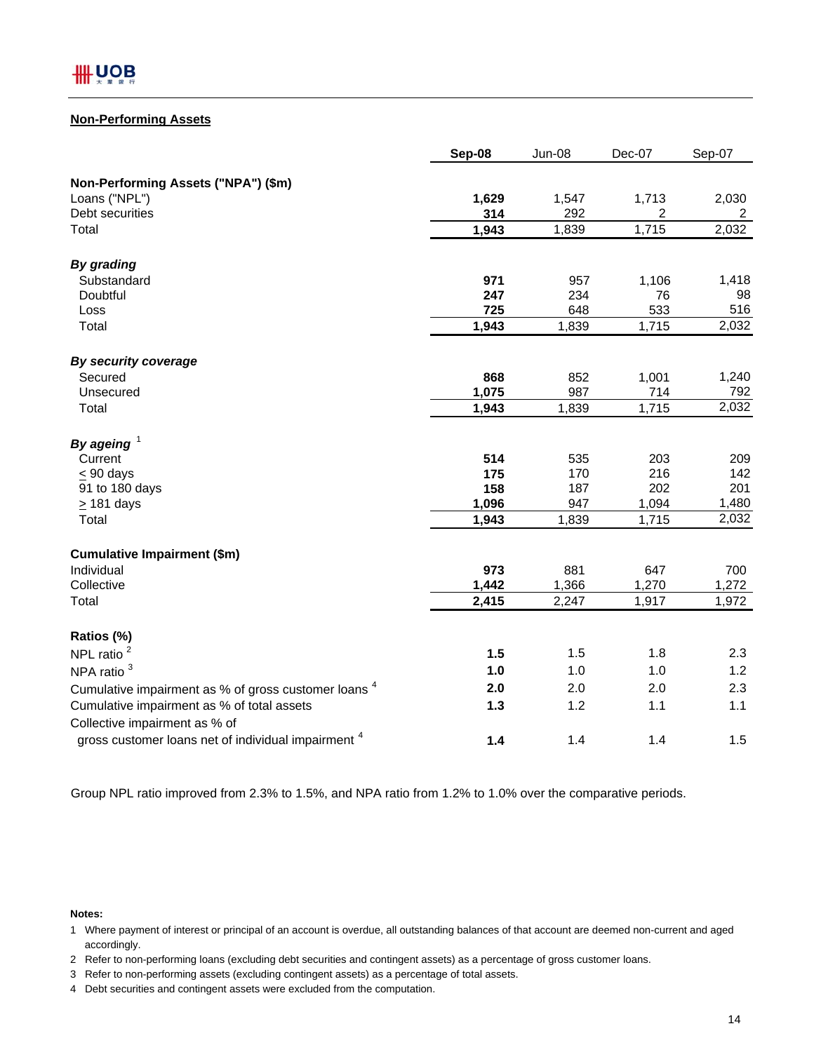## Non-Performing Assets

| | **Sep-08** | Jun-08 | Dec-07 | Sep-07 |
|---|---|---|---|---|
| **Non-Performing Assets ("NPA") ($m)** | | | | |
| Loans ("NPL") | **1,629** | 1,547 | 1,713 | 2,030 |
| Debt securities | **314** | 292 | 2 | 2 |
| Total | **1,943** | 1,839 | 1,715 | 2,032 |
| ***By grading*** | | | | |
| Substandard | **971** | 957 | 1,106 | 1,418 |
| Doubtful | **247** | 234 | 76 | 98 |
| Loss | **725** | 648 | 533 | 516 |
| Total | **1,943** | 1,839 | 1,715 | 2,032 |
| ***By security coverage*** | | | | |
| Secured | **868** | 852 | 1,001 | 1,240 |
| Unsecured | **1,075** | 987 | 714 | 792 |
| Total | **1,943** | 1,839 | 1,715 | 2,032 |
| ***By ageing*** [1] | | | | |
| Current | **514** | 535 | 203 | 209 |
| ≤ 90 days | **175** | 170 | 216 | 142 |
| 91 to 180 days | **158** | 187 | 202 | 201 |
| ≥ 181 days | **1,096** | 947 | 1,094 | 1,480 |
| Total | **1,943** | 1,839 | 1,715 | 2,032 |
| **Cumulative Impairment ($m)** | | | | |
| Individual | **973** | 881 | 647 | 700 |
| Collective | **1,442** | 1,366 | 1,270 | 1,272 |
| Total | **2,415** | 2,247 | 1,917 | 1,972 |
| **Ratios (%)** | | | | |
| NPL ratio [2] | **1.5** | 1.5 | 1.8 | 2.3 |
| NPA ratio [3] | **1.0** | 1.0 | 1.0 | 1.2 |
| Cumulative impairment as % of gross customer loans [4] | **2.0** | 2.0 | 2.0 | 2.3 |
| Cumulative impairment as % of total assets | **1.3** | 1.2 | 1.1 | 1.1 |
| Collective impairment as % of gross customer loans net of individual impairment [4] | **1.4** | 1.4 | 1.4 | 1.5 |

Group NPL ratio improved from 2.3% to 1.5%, and NPA ratio from 1.2% to 1.0% over the comparative periods.

**Notes:**

1. Where payment of interest or principal of an account is overdue, all outstanding balances of that account are deemed non-current and aged accordingly.
2. Refer to non-performing loans (excluding debt securities and contingent assets) as a percentage of gross customer loans.
3. Refer to non-performing assets (excluding contingent assets) as a percentage of total assets.
4. Debt securities and contingent assets were excluded from the computation.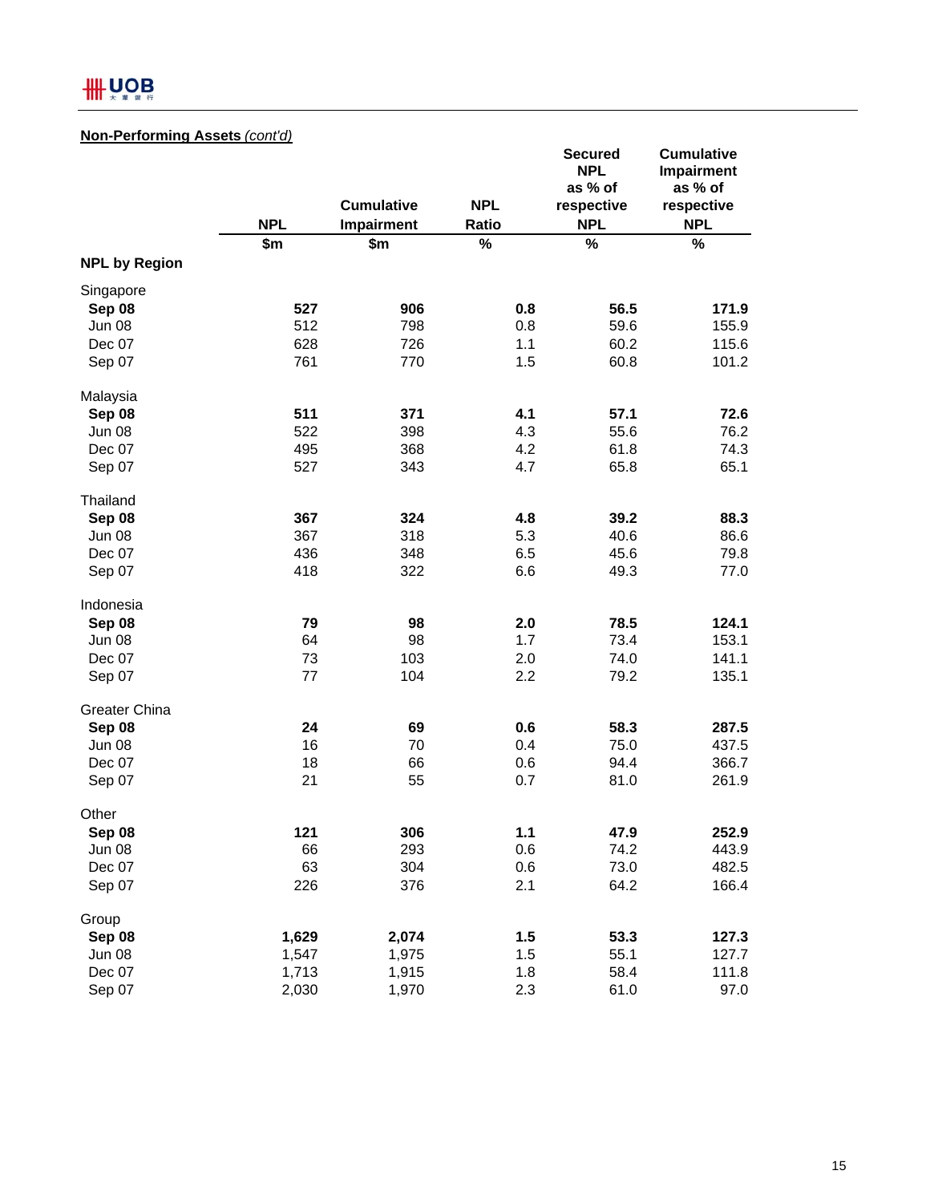**Non-Performing Assets** *(cont'd)*

| | NPL | Cumulative Impairment | NPL Ratio | Secured NPL as % of respective NPL | Cumulative Impairment as % of respective NPL |
|---|---|---|---|---|---|
| | $m | $m | % | % | % |
| **NPL by Region** | | | | | |
| Singapore | | | | | |
| **Sep 08** | **527** | **906** | **0.8** | **56.5** | **171.9** |
| Jun 08 | 512 | 798 | 0.8 | 59.6 | 155.9 |
| Dec 07 | 628 | 726 | 1.1 | 60.2 | 115.6 |
| Sep 07 | 761 | 770 | 1.5 | 60.8 | 101.2 |
| Malaysia | | | | | |
| **Sep 08** | **511** | **371** | **4.1** | **57.1** | **72.6** |
| Jun 08 | 522 | 398 | 4.3 | 55.6 | 76.2 |
| Dec 07 | 495 | 368 | 4.2 | 61.8 | 74.3 |
| Sep 07 | 527 | 343 | 4.7 | 65.8 | 65.1 |
| Thailand | | | | | |
| **Sep 08** | **367** | **324** | **4.8** | **39.2** | **88.3** |
| Jun 08 | 367 | 318 | 5.3 | 40.6 | 86.6 |
| Dec 07 | 436 | 348 | 6.5 | 45.6 | 79.8 |
| Sep 07 | 418 | 322 | 6.6 | 49.3 | 77.0 |
| Indonesia | | | | | |
| **Sep 08** | **79** | **98** | **2.0** | **78.5** | **124.1** |
| Jun 08 | 64 | 98 | 1.7 | 73.4 | 153.1 |
| Dec 07 | 73 | 103 | 2.0 | 74.0 | 141.1 |
| Sep 07 | 77 | 104 | 2.2 | 79.2 | 135.1 |
| Greater China | | | | | |
| **Sep 08** | **24** | **69** | **0.6** | **58.3** | **287.5** |
| Jun 08 | 16 | 70 | 0.4 | 75.0 | 437.5 |
| Dec 07 | 18 | 66 | 0.6 | 94.4 | 366.7 |
| Sep 07 | 21 | 55 | 0.7 | 81.0 | 261.9 |
| Other | | | | | |
| **Sep 08** | **121** | **306** | **1.1** | **47.9** | **252.9** |
| Jun 08 | 66 | 293 | 0.6 | 74.2 | 443.9 |
| Dec 07 | 63 | 304 | 0.6 | 73.0 | 482.5 |
| Sep 07 | 226 | 376 | 2.1 | 64.2 | 166.4 |
| Group | | | | | |
| **Sep 08** | **1,629** | **2,074** | **1.5** | **53.3** | **127.3** |
| Jun 08 | 1,547 | 1,975 | 1.5 | 55.1 | 127.7 |
| Dec 07 | 1,713 | 1,915 | 1.8 | 58.4 | 111.8 |
| Sep 07 | 2,030 | 1,970 | 2.3 | 61.0 | 97.0 |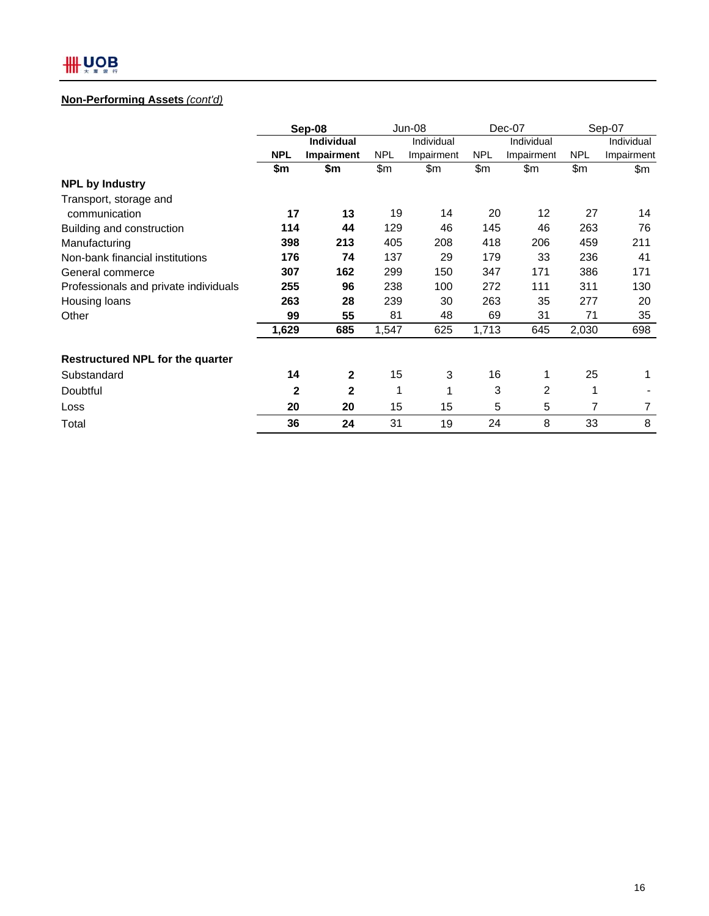**Non-Performing Assets** *(cont'd)*

| | **Sep-08** | | Jun-08 | | Dec-07 | | Sep-07 | |
|---|---|---|---|---|---|---|---|---|
| | **NPL** | **Individual Impairment** | NPL | Individual Impairment | NPL | Individual Impairment | NPL | Individual Impairment |
| | **$m** | **$m** | $m | $m | $m | $m | $m | $m |
| **NPL by Industry** | | | | | | | | |
| Transport, storage and communication | **17** | **13** | 19 | 14 | 20 | 12 | 27 | 14 |
| Building and construction | **114** | **44** | 129 | 46 | 145 | 46 | 263 | 76 |
| Manufacturing | **398** | **213** | 405 | 208 | 418 | 206 | 459 | 211 |
| Non-bank financial institutions | **176** | **74** | 137 | 29 | 179 | 33 | 236 | 41 |
| General commerce | **307** | **162** | 299 | 150 | 347 | 171 | 386 | 171 |
| Professionals and private individuals | **255** | **96** | 238 | 100 | 272 | 111 | 311 | 130 |
| Housing loans | **263** | **28** | 239 | 30 | 263 | 35 | 277 | 20 |
| Other | **99** | **55** | 81 | 48 | 69 | 31 | 71 | 35 |
| | **1,629** | **685** | 1,547 | 625 | 1,713 | 645 | 2,030 | 698 |
| | | | | | | | | |
| **Restructured NPL for the quarter** | | | | | | | | |
| Substandard | **14** | **2** | 15 | 3 | 16 | 1 | 25 | 1 |
| Doubtful | **2** | **2** | 1 | 1 | 3 | 2 | 1 | - |
| Loss | **20** | **20** | 15 | 15 | 5 | 5 | 7 | 7 |
| Total | **36** | **24** | 31 | 19 | 24 | 8 | 33 | 8 |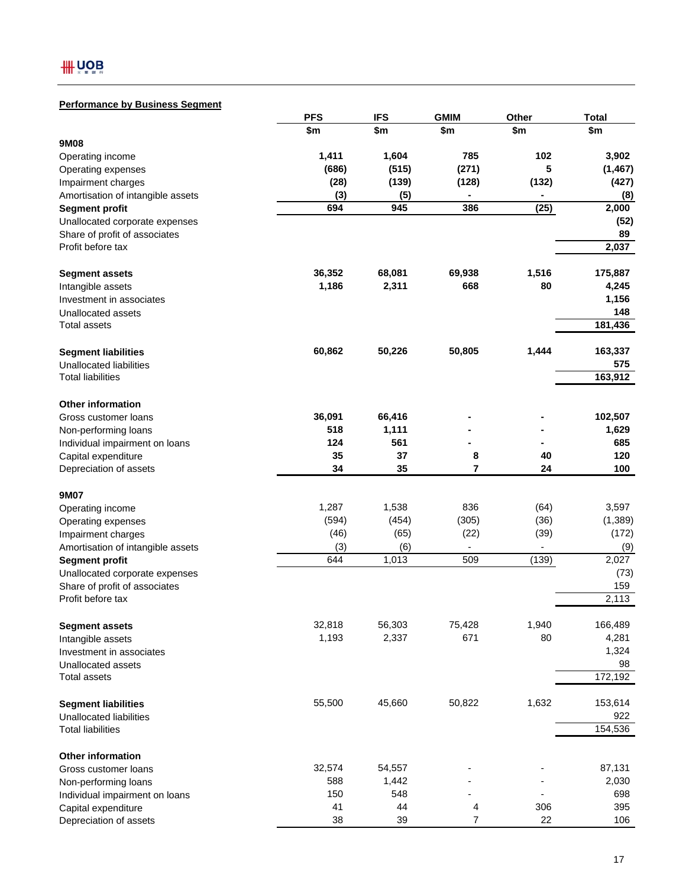## Performance by Business Segment

| | PFS | IFS | GMIM | Other | Total |
|---|---|---|---|---|---|
| | $m | $m | $m | $m | $m |
| **9M08** | | | | | |
| Operating income | **1,411** | **1,604** | **785** | **102** | **3,902** |
| Operating expenses | **(686)** | **(515)** | **(271)** | **5** | **(1,467)** |
| Impairment charges | **(28)** | **(139)** | **(128)** | **(132)** | **(427)** |
| Amortisation of intangible assets | **(3)** | **(5)** | **-** | **-** | **(8)** |
| **Segment profit** | **694** | **945** | **386** | **(25)** | **2,000** |
| Unallocated corporate expenses | | | | | **(52)** |
| Share of profit of associates | | | | | **89** |
| Profit before tax | | | | | **2,037** |
| | | | | | |
| **Segment assets** | **36,352** | **68,081** | **69,938** | **1,516** | **175,887** |
| Intangible assets | **1,186** | **2,311** | **668** | **80** | **4,245** |
| Investment in associates | | | | | **1,156** |
| Unallocated assets | | | | | **148** |
| Total assets | | | | | **181,436** |
| | | | | | |
| **Segment liabilities** | **60,862** | **50,226** | **50,805** | **1,444** | **163,337** |
| Unallocated liabilities | | | | | **575** |
| Total liabilities | | | | | **163,912** |
| | | | | | |
| **Other information** | | | | | |
| Gross customer loans | **36,091** | **66,416** | **-** | **-** | **102,507** |
| Non-performing loans | **518** | **1,111** | **-** | **-** | **1,629** |
| Individual impairment on loans | **124** | **561** | **-** | **-** | **685** |
| Capital expenditure | **35** | **37** | **8** | **40** | **120** |
| Depreciation of assets | **34** | **35** | **7** | **24** | **100** |
| | | | | | |
| **9M07** | | | | | |
| Operating income | 1,287 | 1,538 | 836 | (64) | 3,597 |
| Operating expenses | (594) | (454) | (305) | (36) | (1,389) |
| Impairment charges | (46) | (65) | (22) | (39) | (172) |
| Amortisation of intangible assets | (3) | (6) | - | - | (9) |
| **Segment profit** | 644 | 1,013 | 509 | (139) | 2,027 |
| Unallocated corporate expenses | | | | | (73) |
| Share of profit of associates | | | | | 159 |
| Profit before tax | | | | | 2,113 |
| | | | | | |
| **Segment assets** | 32,818 | 56,303 | 75,428 | 1,940 | 166,489 |
| Intangible assets | 1,193 | 2,337 | 671 | 80 | 4,281 |
| Investment in associates | | | | | 1,324 |
| Unallocated assets | | | | | 98 |
| Total assets | | | | | 172,192 |
| | | | | | |
| **Segment liabilities** | 55,500 | 45,660 | 50,822 | 1,632 | 153,614 |
| Unallocated liabilities | | | | | 922 |
| Total liabilities | | | | | 154,536 |
| | | | | | |
| **Other information** | | | | | |
| Gross customer loans | 32,574 | 54,557 | - | - | 87,131 |
| Non-performing loans | 588 | 1,442 | - | - | 2,030 |
| Individual impairment on loans | 150 | 548 | - | - | 698 |
| Capital expenditure | 41 | 44 | 4 | 306 | 395 |
| Depreciation of assets | 38 | 39 | 7 | 22 | 106 |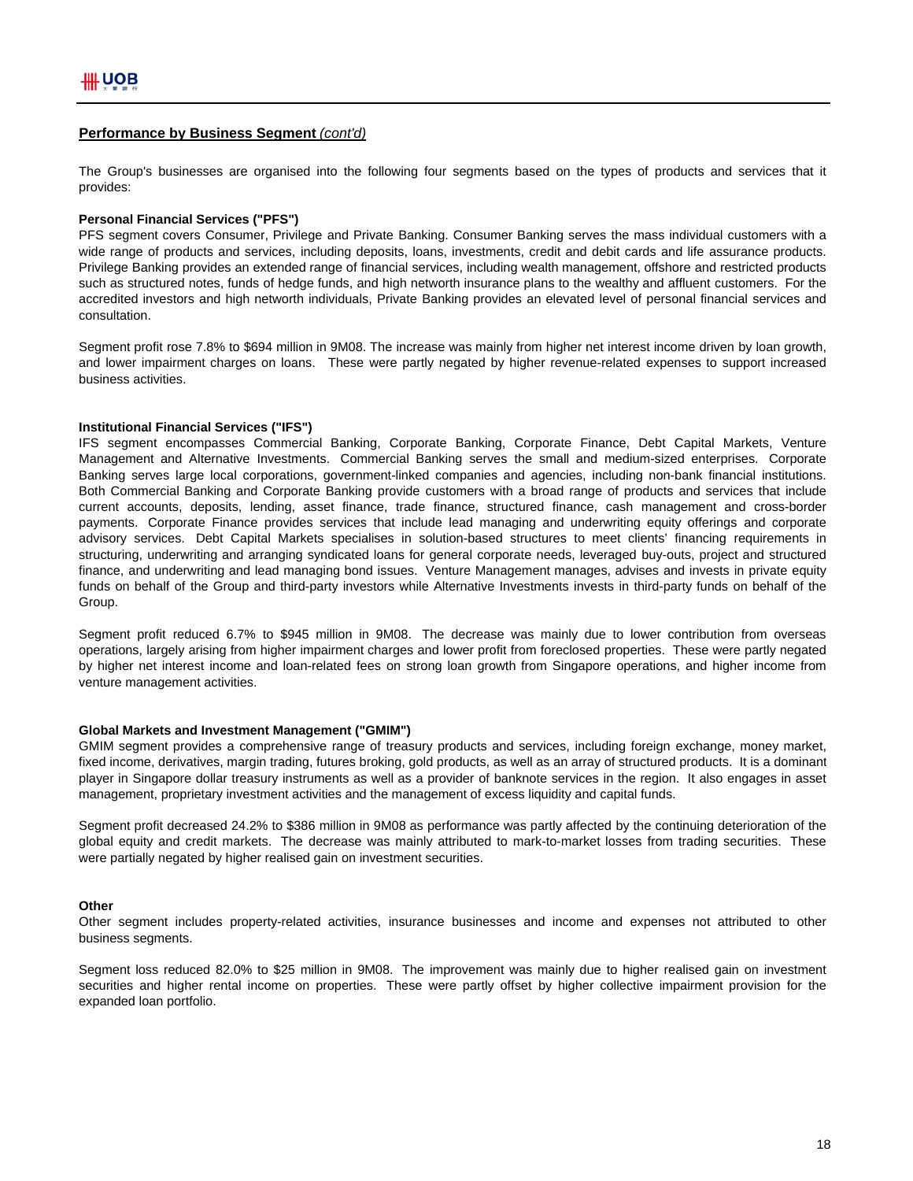**Performance by Business Segment** *(cont'd)*

The Group's businesses are organised into the following four segments based on the types of products and services that it provides:

**Personal Financial Services ("PFS")**

PFS segment covers Consumer, Privilege and Private Banking. Consumer Banking serves the mass individual customers with a wide range of products and services, including deposits, loans, investments, credit and debit cards and life assurance products. Privilege Banking provides an extended range of financial services, including wealth management, offshore and restricted products such as structured notes, funds of hedge funds, and high networth insurance plans to the wealthy and affluent customers. For the accredited investors and high networth individuals, Private Banking provides an elevated level of personal financial services and consultation.

Segment profit rose 7.8% to $694 million in 9M08. The increase was mainly from higher net interest income driven by loan growth, and lower impairment charges on loans. These were partly negated by higher revenue-related expenses to support increased business activities.

**Institutional Financial Services ("IFS")**

IFS segment encompasses Commercial Banking, Corporate Banking, Corporate Finance, Debt Capital Markets, Venture Management and Alternative Investments. Commercial Banking serves the small and medium-sized enterprises. Corporate Banking serves large local corporations, government-linked companies and agencies, including non-bank financial institutions. Both Commercial Banking and Corporate Banking provide customers with a broad range of products and services that include current accounts, deposits, lending, asset finance, trade finance, structured finance, cash management and cross-border payments. Corporate Finance provides services that include lead managing and underwriting equity offerings and corporate advisory services. Debt Capital Markets specialises in solution-based structures to meet clients' financing requirements in structuring, underwriting and arranging syndicated loans for general corporate needs, leveraged buy-outs, project and structured finance, and underwriting and lead managing bond issues. Venture Management manages, advises and invests in private equity funds on behalf of the Group and third-party investors while Alternative Investments invests in third-party funds on behalf of the Group.

Segment profit reduced 6.7% to $945 million in 9M08. The decrease was mainly due to lower contribution from overseas operations, largely arising from higher impairment charges and lower profit from foreclosed properties. These were partly negated by higher net interest income and loan-related fees on strong loan growth from Singapore operations, and higher income from venture management activities.

**Global Markets and Investment Management ("GMIM")**

GMIM segment provides a comprehensive range of treasury products and services, including foreign exchange, money market, fixed income, derivatives, margin trading, futures broking, gold products, as well as an array of structured products. It is a dominant player in Singapore dollar treasury instruments as well as a provider of banknote services in the region. It also engages in asset management, proprietary investment activities and the management of excess liquidity and capital funds.

Segment profit decreased 24.2% to $386 million in 9M08 as performance was partly affected by the continuing deterioration of the global equity and credit markets. The decrease was mainly attributed to mark-to-market losses from trading securities. These were partially negated by higher realised gain on investment securities.

**Other**

Other segment includes property-related activities, insurance businesses and income and expenses not attributed to other business segments.

Segment loss reduced 82.0% to $25 million in 9M08. The improvement was mainly due to higher realised gain on investment securities and higher rental income on properties. These were partly offset by higher collective impairment provision for the expanded loan portfolio.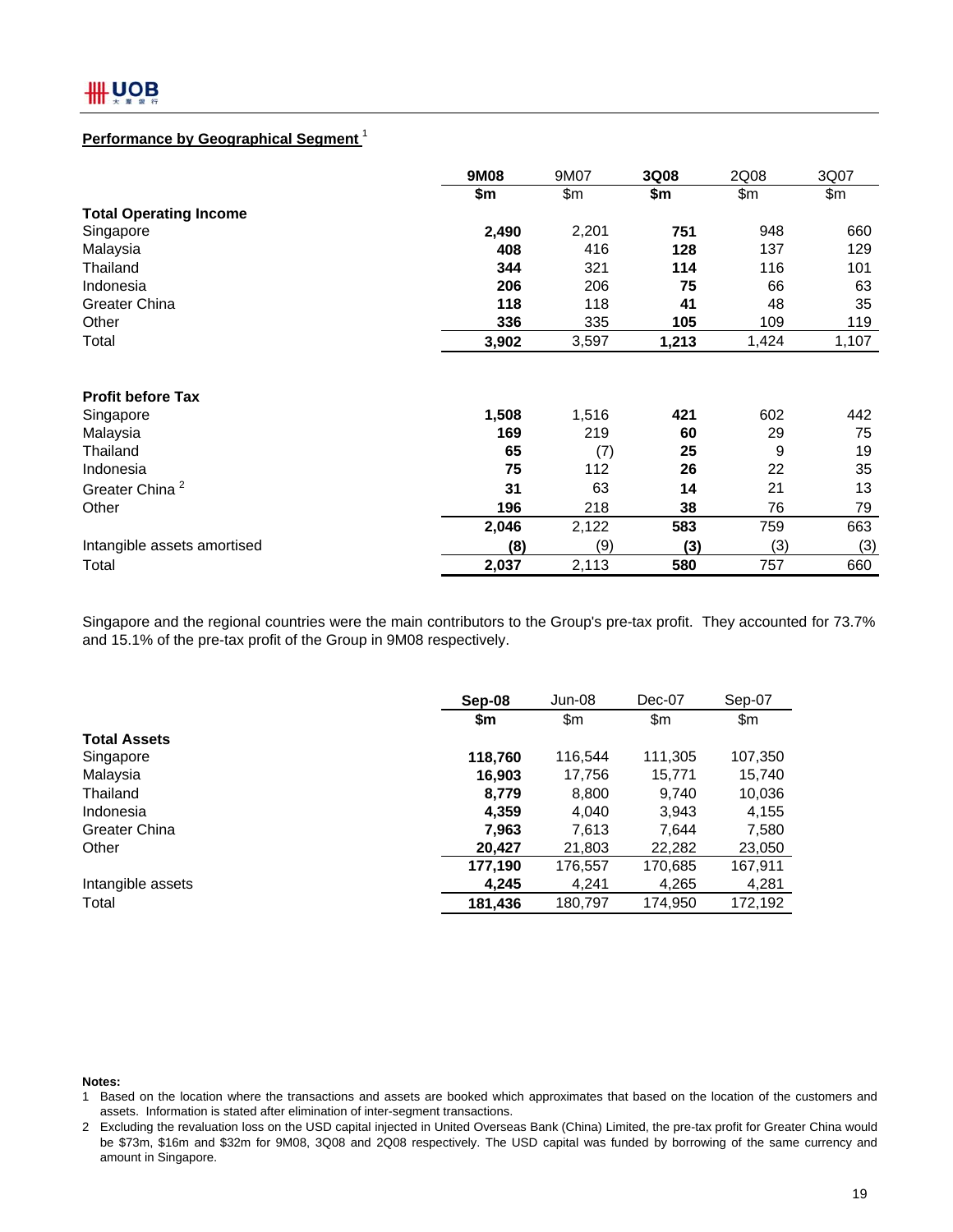## Performance by Geographical Segment [1]

| | 9M08 | 9M07 | 3Q08 | 2Q08 | 3Q07 |
|---|---|---|---|---|---|
| | $m | $m | $m | $m | $m |
| **Total Operating Income** | | | | | |
| Singapore | **2,490** | 2,201 | **751** | 948 | 660 |
| Malaysia | **408** | 416 | **128** | 137 | 129 |
| Thailand | **344** | 321 | **114** | 116 | 101 |
| Indonesia | **206** | 206 | **75** | 66 | 63 |
| Greater China | **118** | 118 | **41** | 48 | 35 |
| Other | **336** | 335 | **105** | 109 | 119 |
| Total | **3,902** | 3,597 | **1,213** | 1,424 | 1,107 |
| | | | | | |
| **Profit before Tax** | | | | | |
| Singapore | **1,508** | 1,516 | **421** | 602 | 442 |
| Malaysia | **169** | 219 | **60** | 29 | 75 |
| Thailand | **65** | (7) | **25** | 9 | 19 |
| Indonesia | **75** | 112 | **26** | 22 | 35 |
| Greater China [2] | **31** | 63 | **14** | 21 | 13 |
| Other | **196** | 218 | **38** | 76 | 79 |
| | **2,046** | 2,122 | **583** | 759 | 663 |
| Intangible assets amortised | **(8)** | (9) | **(3)** | (3) | (3) |
| Total | **2,037** | 2,113 | **580** | 757 | 660 |

Singapore and the regional countries were the main contributors to the Group's pre-tax profit. They accounted for 73.7% and 15.1% of the pre-tax profit of the Group in 9M08 respectively.

| | Sep-08 | Jun-08 | Dec-07 | Sep-07 |
|---|---|---|---|---|
| | $m | $m | $m | $m |
| **Total Assets** | | | | |
| Singapore | **118,760** | 116,544 | 111,305 | 107,350 |
| Malaysia | **16,903** | 17,756 | 15,771 | 15,740 |
| Thailand | **8,779** | 8,800 | 9,740 | 10,036 |
| Indonesia | **4,359** | 4,040 | 3,943 | 4,155 |
| Greater China | **7,963** | 7,613 | 7,644 | 7,580 |
| Other | **20,427** | 21,803 | 22,282 | 23,050 |
| | **177,190** | 176,557 | 170,685 | 167,911 |
| Intangible assets | **4,245** | 4,241 | 4,265 | 4,281 |
| Total | **181,436** | 180,797 | 174,950 | 172,192 |

**Notes:**

1. Based on the location where the transactions and assets are booked which approximates that based on the location of the customers and assets. Information is stated after elimination of inter-segment transactions.
2. Excluding the revaluation loss on the USD capital injected in United Overseas Bank (China) Limited, the pre-tax profit for Greater China would be $73m, $16m and $32m for 9M08, 3Q08 and 2Q08 respectively. The USD capital was funded by borrowing of the same currency and amount in Singapore.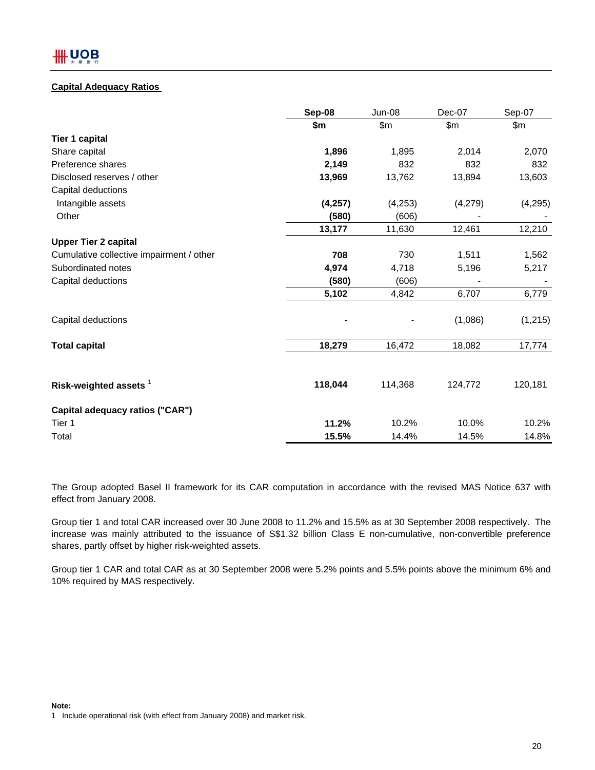## Capital Adequacy Ratios

| | **Sep-08** | Jun-08 | Dec-07 | Sep-07 |
|---|---|---|---|---|
| | **$m** | $m | $m | $m |
| **Tier 1 capital** | | | | |
| Share capital | **1,896** | 1,895 | 2,014 | 2,070 |
| Preference shares | **2,149** | 832 | 832 | 832 |
| Disclosed reserves / other | **13,969** | 13,762 | 13,894 | 13,603 |
| Capital deductions | | | | |
| Intangible assets | **(4,257)** | (4,253) | (4,279) | (4,295) |
| Other | **(580)** | (606) | - | - |
| | **13,177** | 11,630 | 12,461 | 12,210 |
| **Upper Tier 2 capital** | | | | |
| Cumulative collective impairment / other | **708** | 730 | 1,511 | 1,562 |
| Subordinated notes | **4,974** | 4,718 | 5,196 | 5,217 |
| Capital deductions | **(580)** | (606) | - | - |
| | **5,102** | 4,842 | 6,707 | 6,779 |
| Capital deductions | **-** | - | (1,086) | (1,215) |
| **Total capital** | **18,279** | 16,472 | 18,082 | 17,774 |
| **Risk-weighted assets** [1] | **118,044** | 114,368 | 124,772 | 120,181 |
| **Capital adequacy ratios ("CAR")** | | | | |
| Tier 1 | **11.2%** | 10.2% | 10.0% | 10.2% |
| Total | **15.5%** | 14.4% | 14.5% | 14.8% |

The Group adopted Basel II framework for its CAR computation in accordance with the revised MAS Notice 637 with effect from January 2008.

Group tier 1 and total CAR increased over 30 June 2008 to 11.2% and 15.5% as at 30 September 2008 respectively. The increase was mainly attributed to the issuance of S$1.32 billion Class E non-cumulative, non-convertible preference shares, partly offset by higher risk-weighted assets.

Group tier 1 CAR and total CAR as at 30 September 2008 were 5.2% points and 5.5% points above the minimum 6% and 10% required by MAS respectively.

**Note:**

1 Include operational risk (with effect from January 2008) and market risk.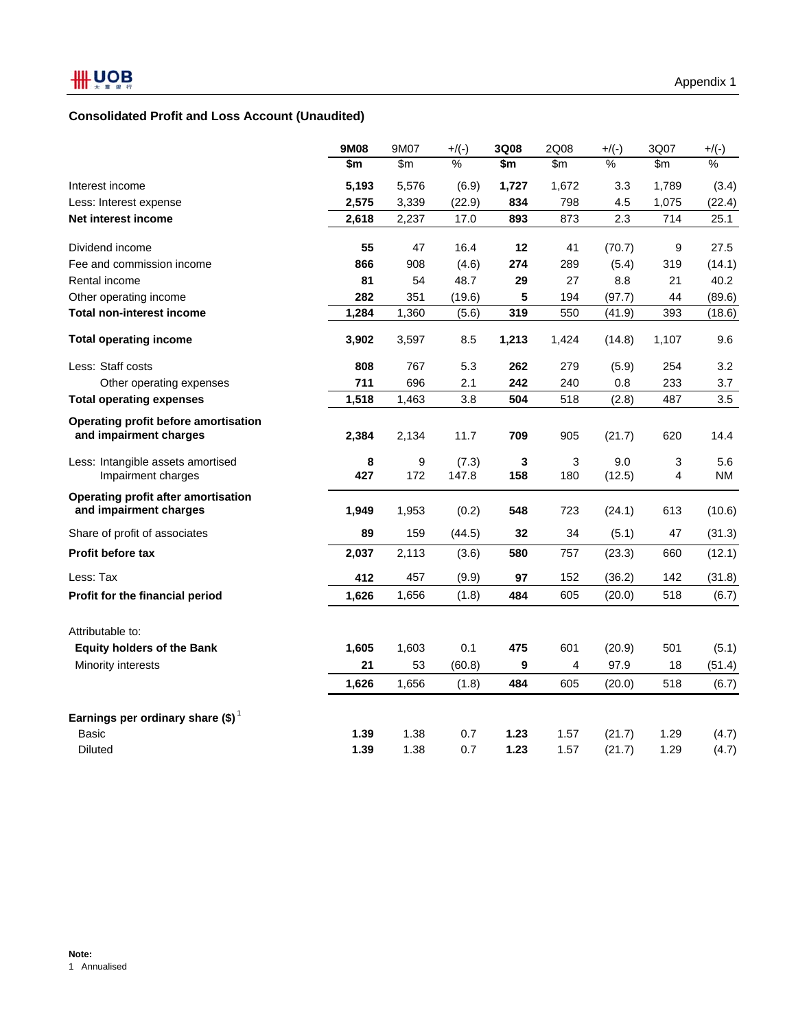Appendix 1

## Consolidated Profit and Loss Account (Unaudited)

| | 9M08 | 9M07 | +/(-) | 3Q08 | 2Q08 | +/(-) | 3Q07 | +/(-) |
|---|---|---|---|---|---|---|---|---|
| | $m | $m | % | $m | $m | % | $m | % |
| Interest income | **5,193** | 5,576 | (6.9) | **1,727** | 1,672 | 3.3 | 1,789 | (3.4) |
| Less: Interest expense | **2,575** | 3,339 | (22.9) | **834** | 798 | 4.5 | 1,075 | (22.4) |
| **Net interest income** | **2,618** | 2,237 | 17.0 | **893** | 873 | 2.3 | 714 | 25.1 |
| Dividend income | **55** | 47 | 16.4 | **12** | 41 | (70.7) | 9 | 27.5 |
| Fee and commission income | **866** | 908 | (4.6) | **274** | 289 | (5.4) | 319 | (14.1) |
| Rental income | **81** | 54 | 48.7 | **29** | 27 | 8.8 | 21 | 40.2 |
| Other operating income | **282** | 351 | (19.6) | **5** | 194 | (97.7) | 44 | (89.6) |
| **Total non-interest income** | **1,284** | 1,360 | (5.6) | **319** | 550 | (41.9) | 393 | (18.6) |
| **Total operating income** | **3,902** | 3,597 | 8.5 | **1,213** | 1,424 | (14.8) | 1,107 | 9.6 |
| Less: Staff costs | **808** | 767 | 5.3 | **262** | 279 | (5.9) | 254 | 3.2 |
| Other operating expenses | **711** | 696 | 2.1 | **242** | 240 | 0.8 | 233 | 3.7 |
| **Total operating expenses** | **1,518** | 1,463 | 3.8 | **504** | 518 | (2.8) | 487 | 3.5 |
| **Operating profit before amortisation and impairment charges** | **2,384** | 2,134 | 11.7 | **709** | 905 | (21.7) | 620 | 14.4 |
| Less: Intangible assets amortised | **8** | 9 | (7.3) | **3** | 3 | 9.0 | 3 | 5.6 |
| Impairment charges | **427** | 172 | 147.8 | **158** | 180 | (12.5) | 4 | NM |
| **Operating profit after amortisation and impairment charges** | **1,949** | 1,953 | (0.2) | **548** | 723 | (24.1) | 613 | (10.6) |
| Share of profit of associates | **89** | 159 | (44.5) | **32** | 34 | (5.1) | 47 | (31.3) |
| **Profit before tax** | **2,037** | 2,113 | (3.6) | **580** | 757 | (23.3) | 660 | (12.1) |
| Less: Tax | **412** | 457 | (9.9) | **97** | 152 | (36.2) | 142 | (31.8) |
| **Profit for the financial period** | **1,626** | 1,656 | (1.8) | **484** | 605 | (20.0) | 518 | (6.7) |
| Attributable to: | | | | | | | | |
| **Equity holders of the Bank** | **1,605** | 1,603 | 0.1 | **475** | 601 | (20.9) | 501 | (5.1) |
| Minority interests | **21** | 53 | (60.8) | **9** | 4 | 97.9 | 18 | (51.4) |
| | **1,626** | 1,656 | (1.8) | **484** | 605 | (20.0) | 518 | (6.7) |
| **Earnings per ordinary share ($)** [1] | | | | | | | | |
| Basic | **1.39** | 1.38 | 0.7 | **1.23** | 1.57 | (21.7) | 1.29 | (4.7) |
| Diluted | **1.39** | 1.38 | 0.7 | **1.23** | 1.57 | (21.7) | 1.29 | (4.7) |

**Note:**
1 Annualised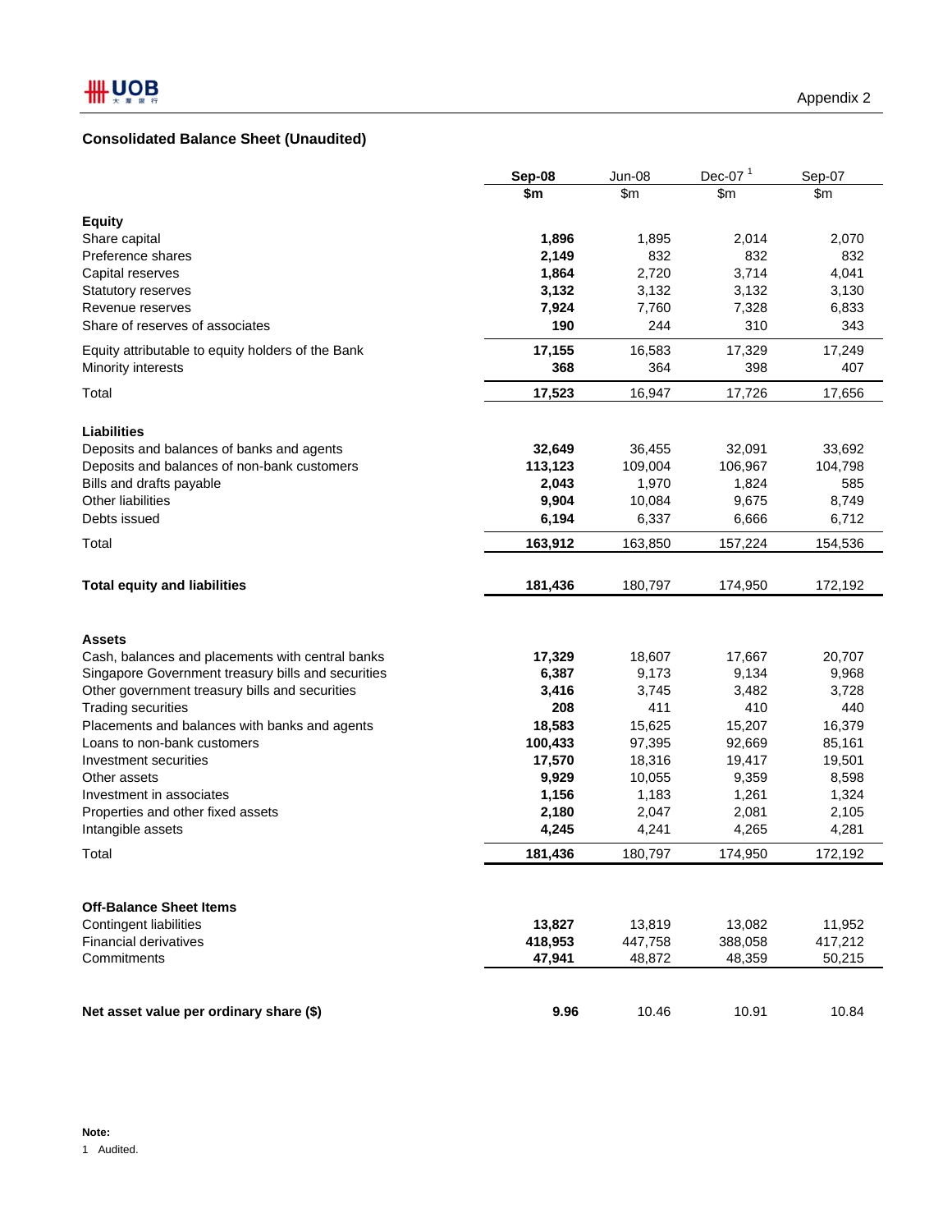Appendix 2

## Consolidated Balance Sheet (Unaudited)

| | Sep-08 | Jun-08 | Dec-07 [1] | Sep-07 |
|---|---|---|---|---|
| | $m | $m | $m | $m |
| **Equity** | | | | |
| Share capital | **1,896** | 1,895 | 2,014 | 2,070 |
| Preference shares | **2,149** | 832 | 832 | 832 |
| Capital reserves | **1,864** | 2,720 | 3,714 | 4,041 |
| Statutory reserves | **3,132** | 3,132 | 3,132 | 3,130 |
| Revenue reserves | **7,924** | 7,760 | 7,328 | 6,833 |
| Share of reserves of associates | **190** | 244 | 310 | 343 |
| Equity attributable to equity holders of the Bank | **17,155** | 16,583 | 17,329 | 17,249 |
| Minority interests | **368** | 364 | 398 | 407 |
| Total | **17,523** | 16,947 | 17,726 | 17,656 |
| **Liabilities** | | | | |
| Deposits and balances of banks and agents | **32,649** | 36,455 | 32,091 | 33,692 |
| Deposits and balances of non-bank customers | **113,123** | 109,004 | 106,967 | 104,798 |
| Bills and drafts payable | **2,043** | 1,970 | 1,824 | 585 |
| Other liabilities | **9,904** | 10,084 | 9,675 | 8,749 |
| Debts issued | **6,194** | 6,337 | 6,666 | 6,712 |
| Total | **163,912** | 163,850 | 157,224 | 154,536 |
| **Total equity and liabilities** | **181,436** | 180,797 | 174,950 | 172,192 |
| **Assets** | | | | |
| Cash, balances and placements with central banks | **17,329** | 18,607 | 17,667 | 20,707 |
| Singapore Government treasury bills and securities | **6,387** | 9,173 | 9,134 | 9,968 |
| Other government treasury bills and securities | **3,416** | 3,745 | 3,482 | 3,728 |
| Trading securities | **208** | 411 | 410 | 440 |
| Placements and balances with banks and agents | **18,583** | 15,625 | 15,207 | 16,379 |
| Loans to non-bank customers | **100,433** | 97,395 | 92,669 | 85,161 |
| Investment securities | **17,570** | 18,316 | 19,417 | 19,501 |
| Other assets | **9,929** | 10,055 | 9,359 | 8,598 |
| Investment in associates | **1,156** | 1,183 | 1,261 | 1,324 |
| Properties and other fixed assets | **2,180** | 2,047 | 2,081 | 2,105 |
| Intangible assets | **4,245** | 4,241 | 4,265 | 4,281 |
| Total | **181,436** | 180,797 | 174,950 | 172,192 |
| **Off-Balance Sheet Items** | | | | |
| Contingent liabilities | **13,827** | 13,819 | 13,082 | 11,952 |
| Financial derivatives | **418,953** | 447,758 | 388,058 | 417,212 |
| Commitments | **47,941** | 48,872 | 48,359 | 50,215 |
| **Net asset value per ordinary share ($)** | **9.96** | 10.46 | 10.91 | 10.84 |

**Note:**

1 Audited.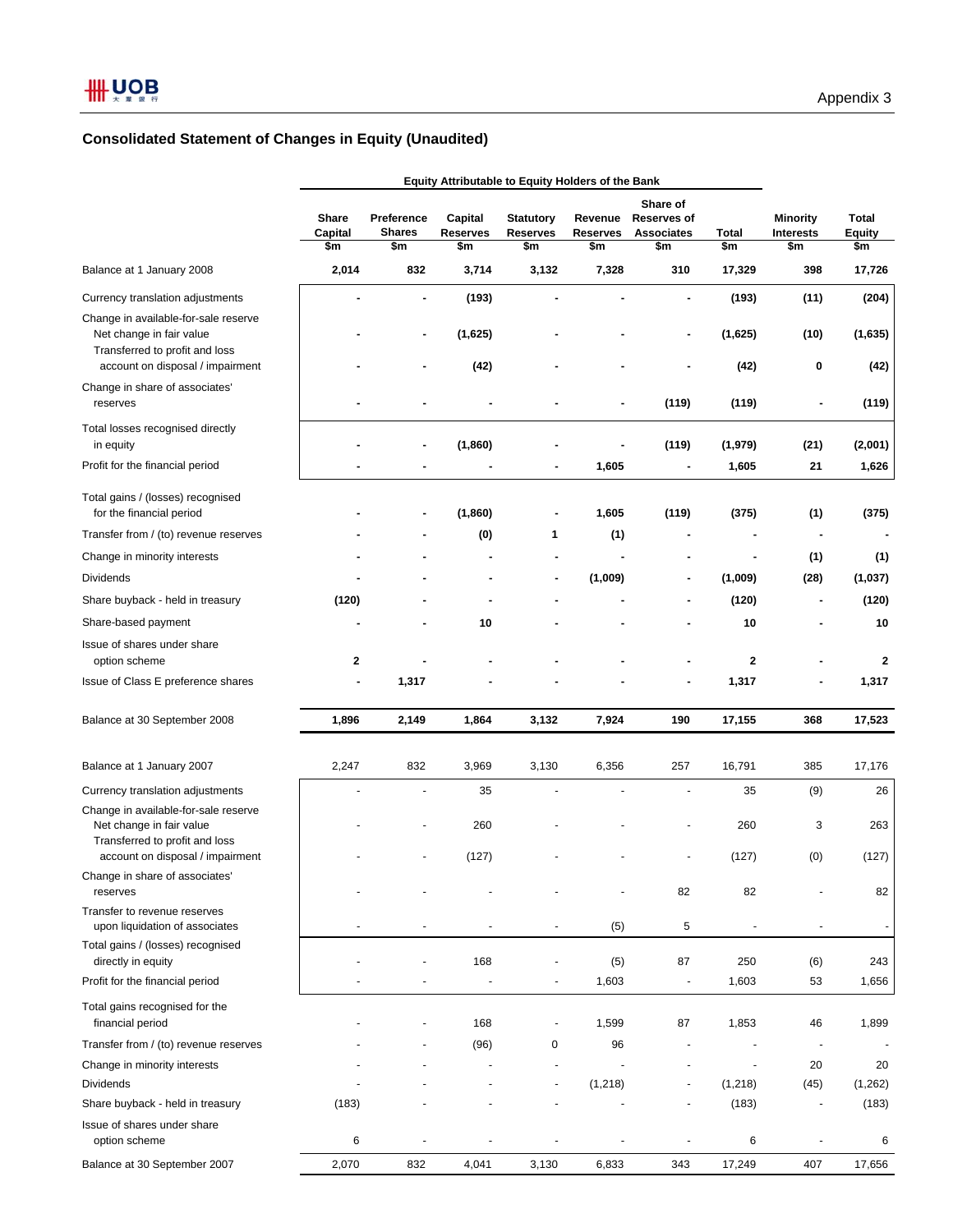Appendix 3

## Consolidated Statement of Changes in Equity (Unaudited)

| | Equity Attributable to Equity Holders of the Bank | | | | | | | | |
|---|---|---|---|---|---|---|---|---|---|
| | Share Capital $m | Preference Shares $m | Capital Reserves $m | Statutory Reserves $m | Revenue Reserves $m | Share of Reserves of Associates $m | Total $m | Minority Interests $m | Total Equity $m |
| **Balance at 1 January 2008** | **2,014** | **832** | **3,714** | **3,132** | **7,328** | **310** | **17,329** | **398** | **17,726** |
| Currency translation adjustments | **-** | **-** | **(193)** | **-** | **-** | **-** | **(193)** | **(11)** | **(204)** |
| Change in available-for-sale reserve | | | | | | | | | |
| Net change in fair value | **-** | **-** | **(1,625)** | **-** | **-** | **-** | **(1,625)** | **(10)** | **(1,635)** |
| Transferred to profit and loss account on disposal / impairment | **-** | **-** | **(42)** | **-** | **-** | **-** | **(42)** | **0** | **(42)** |
| Change in share of associates' reserves | **-** | **-** | **-** | **-** | **-** | **(119)** | **(119)** | **-** | **(119)** |
| Total losses recognised directly in equity | **-** | **-** | **(1,860)** | **-** | **-** | **(119)** | **(1,979)** | **(21)** | **(2,001)** |
| Profit for the financial period | **-** | **-** | **-** | **-** | **1,605** | **-** | **1,605** | **21** | **1,626** |
| Total gains / (losses) recognised for the financial period | **-** | **-** | **(1,860)** | **-** | **1,605** | **(119)** | **(375)** | **(1)** | **(375)** |
| Transfer from / (to) revenue reserves | **-** | **-** | **(0)** | **1** | **(1)** | **-** | **-** | **-** | **-** |
| Change in minority interests | **-** | **-** | **-** | **-** | **-** | **-** | **-** | **(1)** | **(1)** |
| Dividends | **-** | **-** | **-** | **-** | **(1,009)** | **-** | **(1,009)** | **(28)** | **(1,037)** |
| Share buyback - held in treasury | **(120)** | **-** | **-** | **-** | **-** | **-** | **(120)** | **-** | **(120)** |
| Share-based payment | **-** | **-** | **10** | **-** | **-** | **-** | **10** | **-** | **10** |
| Issue of shares under share option scheme | **2** | **-** | **-** | **-** | **-** | **-** | **2** | **-** | **2** |
| Issue of Class E preference shares | **-** | **1,317** | **-** | **-** | **-** | **-** | **1,317** | **-** | **1,317** |
| **Balance at 30 September 2008** | **1,896** | **2,149** | **1,864** | **3,132** | **7,924** | **190** | **17,155** | **368** | **17,523** |
| Balance at 1 January 2007 | 2,247 | 832 | 3,969 | 3,130 | 6,356 | 257 | 16,791 | 385 | 17,176 |
| Currency translation adjustments | - | - | 35 | - | - | - | 35 | (9) | 26 |
| Change in available-for-sale reserve | | | | | | | | | |
| Net change in fair value | - | - | 260 | - | - | - | 260 | 3 | 263 |
| Transferred to profit and loss account on disposal / impairment | - | - | (127) | - | - | - | (127) | (0) | (127) |
| Change in share of associates' reserves | - | - | - | - | - | 82 | 82 | - | 82 |
| Transfer to revenue reserves upon liquidation of associates | - | - | - | - | (5) | 5 | - | - | - |
| Total gains / (losses) recognised directly in equity | - | - | 168 | - | (5) | 87 | 250 | (6) | 243 |
| Profit for the financial period | - | - | - | - | 1,603 | - | 1,603 | 53 | 1,656 |
| Total gains recognised for the financial period | - | - | 168 | - | 1,599 | 87 | 1,853 | 46 | 1,899 |
| Transfer from / (to) revenue reserves | - | - | (96) | 0 | 96 | - | - | - | - |
| Change in minority interests | - | - | - | - | - | - | - | 20 | 20 |
| Dividends | - | - | - | - | (1,218) | - | (1,218) | (45) | (1,262) |
| Share buyback - held in treasury | (183) | - | - | - | - | - | (183) | - | (183) |
| Issue of shares under share option scheme | 6 | - | - | - | - | - | 6 | - | 6 |
| Balance at 30 September 2007 | 2,070 | 832 | 4,041 | 3,130 | 6,833 | 343 | 17,249 | 407 | 17,656 |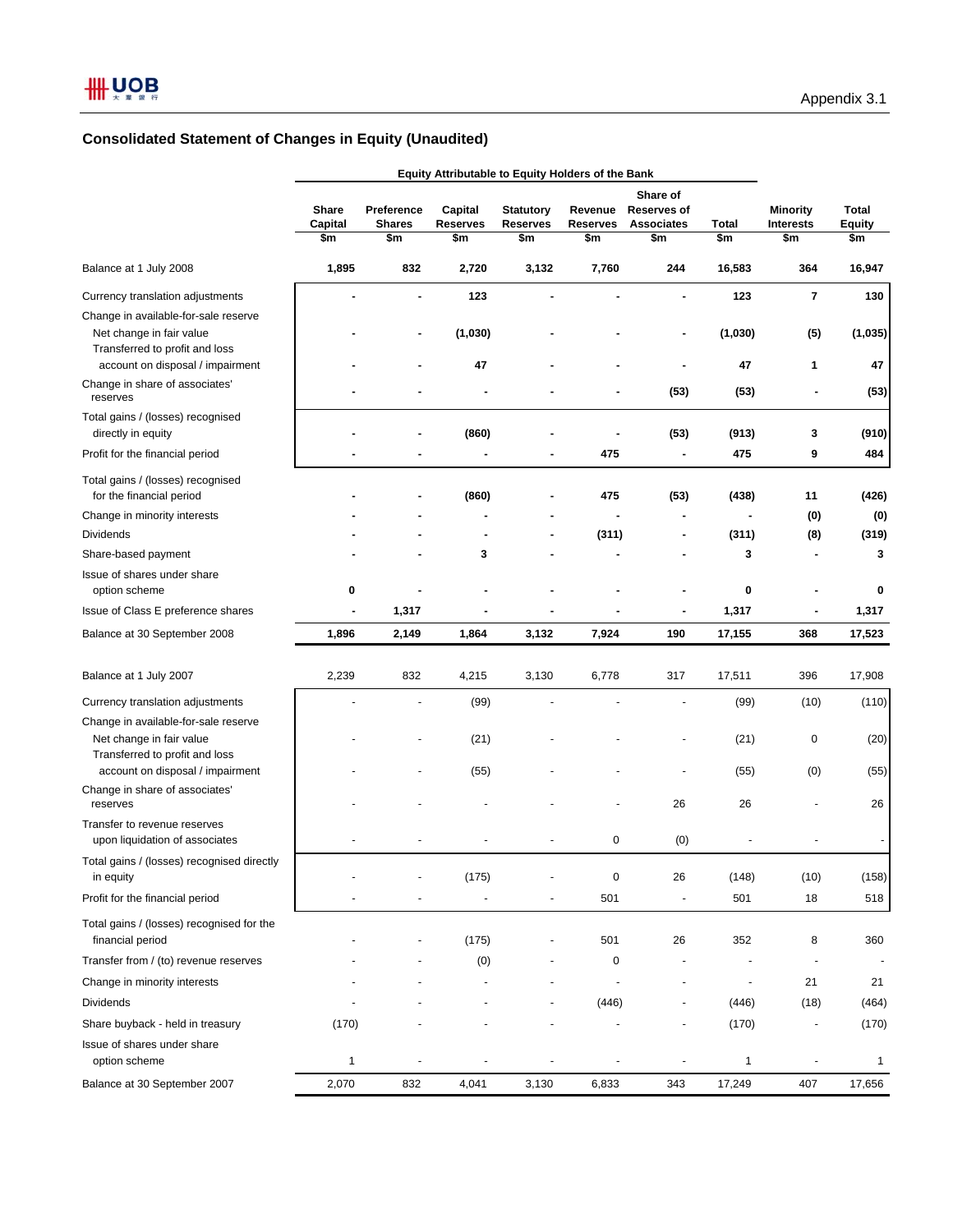Appendix 3.1

## Consolidated Statement of Changes in Equity (Unaudited)

| | Equity Attributable to Equity Holders of the Bank | | | | | | | | |
|---|---|---|---|---|---|---|---|---|---|
| | Share Capital $m | Preference Shares $m | Capital Reserves $m | Statutory Reserves $m | Revenue Reserves $m | Share of Reserves of Associates $m | Total $m | Minority Interests $m | Total Equity $m |
| **Balance at 1 July 2008** | **1,895** | **832** | **2,720** | **3,132** | **7,760** | **244** | **16,583** | **364** | **16,947** |
| Currency translation adjustments | **-** | **-** | **123** | **-** | **-** | **-** | **123** | **7** | **130** |
| Change in available-for-sale reserve | | | | | | | | | |
| Net change in fair value | **-** | **-** | **(1,030)** | **-** | **-** | **-** | **(1,030)** | **(5)** | **(1,035)** |
| Transferred to profit and loss account on disposal / impairment | **-** | **-** | **47** | **-** | **-** | **-** | **47** | **1** | **47** |
| Change in share of associates' reserves | **-** | **-** | **-** | **-** | **-** | **(53)** | **(53)** | **-** | **(53)** |
| Total gains / (losses) recognised directly in equity | **-** | **-** | **(860)** | **-** | **-** | **(53)** | **(913)** | **3** | **(910)** |
| Profit for the financial period | **-** | **-** | **-** | **-** | **475** | **-** | **475** | **9** | **484** |
| Total gains / (losses) recognised for the financial period | **-** | **-** | **(860)** | **-** | **475** | **(53)** | **(438)** | **11** | **(426)** |
| Change in minority interests | **-** | **-** | **-** | **-** | **-** | **-** | **-** | **(0)** | **(0)** |
| Dividends | **-** | **-** | **-** | **-** | **(311)** | **-** | **(311)** | **(8)** | **(319)** |
| Share-based payment | **-** | **-** | **3** | **-** | **-** | **-** | **3** | **-** | **3** |
| Issue of shares under share option scheme | **0** | **-** | **-** | **-** | **-** | **-** | **0** | **-** | **0** |
| Issue of Class E preference shares | **-** | **1,317** | **-** | **-** | **-** | **-** | **1,317** | **-** | **1,317** |
| **Balance at 30 September 2008** | **1,896** | **2,149** | **1,864** | **3,132** | **7,924** | **190** | **17,155** | **368** | **17,523** |
| | | | | | | | | | |
| Balance at 1 July 2007 | 2,239 | 832 | 4,215 | 3,130 | 6,778 | 317 | 17,511 | 396 | 17,908 |
| Currency translation adjustments | - | - | (99) | - | - | - | (99) | (10) | (110) |
| Change in available-for-sale reserve | | | | | | | | | |
| Net change in fair value | - | - | (21) | - | - | - | (21) | 0 | (20) |
| Transferred to profit and loss account on disposal / impairment | - | - | (55) | - | - | - | (55) | (0) | (55) |
| Change in share of associates' reserves | - | - | - | - | - | 26 | 26 | - | 26 |
| Transfer to revenue reserves upon liquidation of associates | - | - | - | - | 0 | (0) | - | - | - |
| Total gains / (losses) recognised directly in equity | - | - | (175) | - | 0 | 26 | (148) | (10) | (158) |
| Profit for the financial period | - | - | - | - | 501 | - | 501 | 18 | 518 |
| Total gains / (losses) recognised for the financial period | - | - | (175) | - | 501 | 26 | 352 | 8 | 360 |
| Transfer from / (to) revenue reserves | - | - | (0) | - | 0 | - | - | - | - |
| Change in minority interests | - | - | - | - | - | - | - | 21 | 21 |
| Dividends | - | - | - | - | (446) | - | (446) | (18) | (464) |
| Share buyback - held in treasury | (170) | - | - | - | - | - | (170) | - | (170) |
| Issue of shares under share option scheme | 1 | - | - | - | - | - | 1 | - | 1 |
| Balance at 30 September 2007 | 2,070 | 832 | 4,041 | 3,130 | 6,833 | 343 | 17,249 | 407 | 17,656 |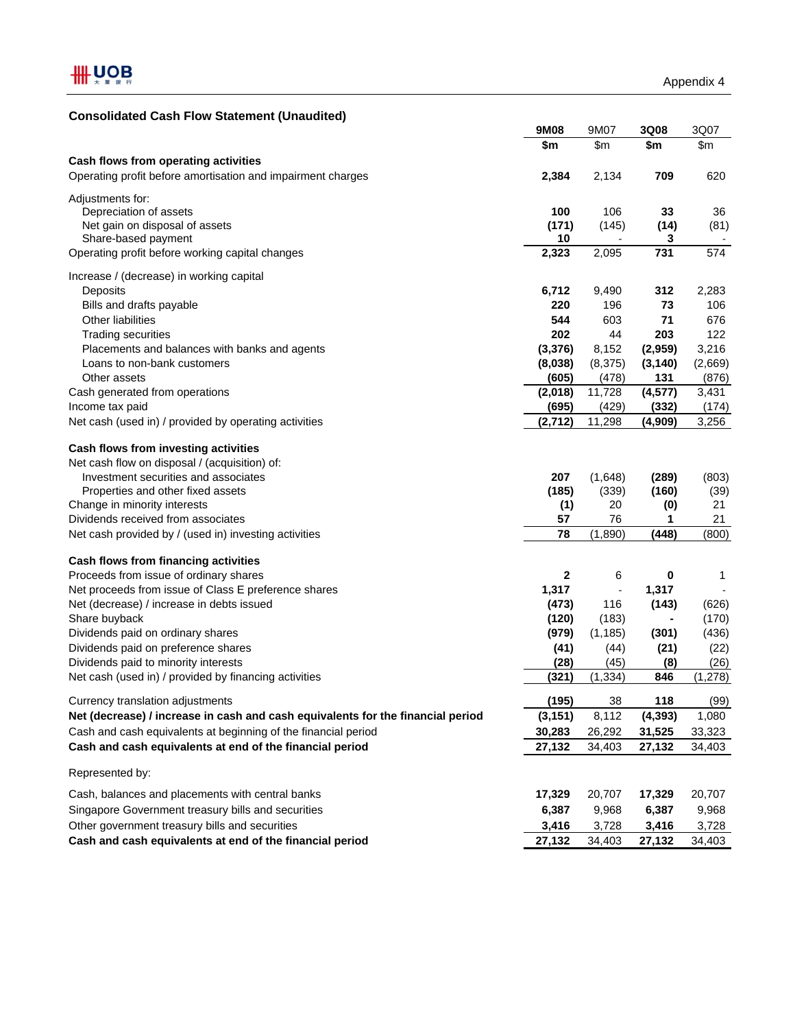Appendix 4

### Consolidated Cash Flow Statement (Unaudited)

| | **9M08** | 9M07 | **3Q08** | 3Q07 |
|---|---|---|---|---|
| | **$m** | $m | **$m** | $m |
| **Cash flows from operating activities** | | | | |
| Operating profit before amortisation and impairment charges | **2,384** | 2,134 | **709** | 620 |
| Adjustments for: | | | | |
| Depreciation of assets | **100** | 106 | **33** | 36 |
| Net gain on disposal of assets | **(171)** | (145) | **(14)** | (81) |
| Share-based payment | **10** | - | **3** | - |
| Operating profit before working capital changes | **2,323** | 2,095 | **731** | 574 |
| Increase / (decrease) in working capital | | | | |
| Deposits | **6,712** | 9,490 | **312** | 2,283 |
| Bills and drafts payable | **220** | 196 | **73** | 106 |
| Other liabilities | **544** | 603 | **71** | 676 |
| Trading securities | **202** | 44 | **203** | 122 |
| Placements and balances with banks and agents | **(3,376)** | 8,152 | **(2,959)** | 3,216 |
| Loans to non-bank customers | **(8,038)** | (8,375) | **(3,140)** | (2,669) |
| Other assets | **(605)** | (478) | **131** | (876) |
| Cash generated from operations | **(2,018)** | 11,728 | **(4,577)** | 3,431 |
| Income tax paid | **(695)** | (429) | **(332)** | (174) |
| Net cash (used in) / provided by operating activities | **(2,712)** | 11,298 | **(4,909)** | 3,256 |
| **Cash flows from investing activities** | | | | |
| Net cash flow on disposal / (acquisition) of: | | | | |
| Investment securities and associates | **207** | (1,648) | **(289)** | (803) |
| Properties and other fixed assets | **(185)** | (339) | **(160)** | (39) |
| Change in minority interests | **(1)** | 20 | **(0)** | 21 |
| Dividends received from associates | **57** | 76 | **1** | 21 |
| Net cash provided by / (used in) investing activities | **78** | (1,890) | **(448)** | (800) |
| **Cash flows from financing activities** | | | | |
| Proceeds from issue of ordinary shares | **2** | 6 | **0** | 1 |
| Net proceeds from issue of Class E preference shares | **1,317** | - | **1,317** | - |
| Net (decrease) / increase in debts issued | **(473)** | 116 | **(143)** | (626) |
| Share buyback | **(120)** | (183) | **-** | (170) |
| Dividends paid on ordinary shares | **(979)** | (1,185) | **(301)** | (436) |
| Dividends paid on preference shares | **(41)** | (44) | **(21)** | (22) |
| Dividends paid to minority interests | **(28)** | (45) | **(8)** | (26) |
| Net cash (used in) / provided by financing activities | **(321)** | (1,334) | **846** | (1,278) |
| Currency translation adjustments | **(195)** | 38 | **118** | (99) |
| **Net (decrease) / increase in cash and cash equivalents for the financial period** | **(3,151)** | 8,112 | **(4,393)** | 1,080 |
| Cash and cash equivalents at beginning of the financial period | **30,283** | 26,292 | **31,525** | 33,323 |
| **Cash and cash equivalents at end of the financial period** | **27,132** | 34,403 | **27,132** | 34,403 |
| Represented by: | | | | |
| Cash, balances and placements with central banks | **17,329** | 20,707 | **17,329** | 20,707 |
| Singapore Government treasury bills and securities | **6,387** | 9,968 | **6,387** | 9,968 |
| Other government treasury bills and securities | **3,416** | 3,728 | **3,416** | 3,728 |
| **Cash and cash equivalents at end of the financial period** | **27,132** | 34,403 | **27,132** | 34,403 |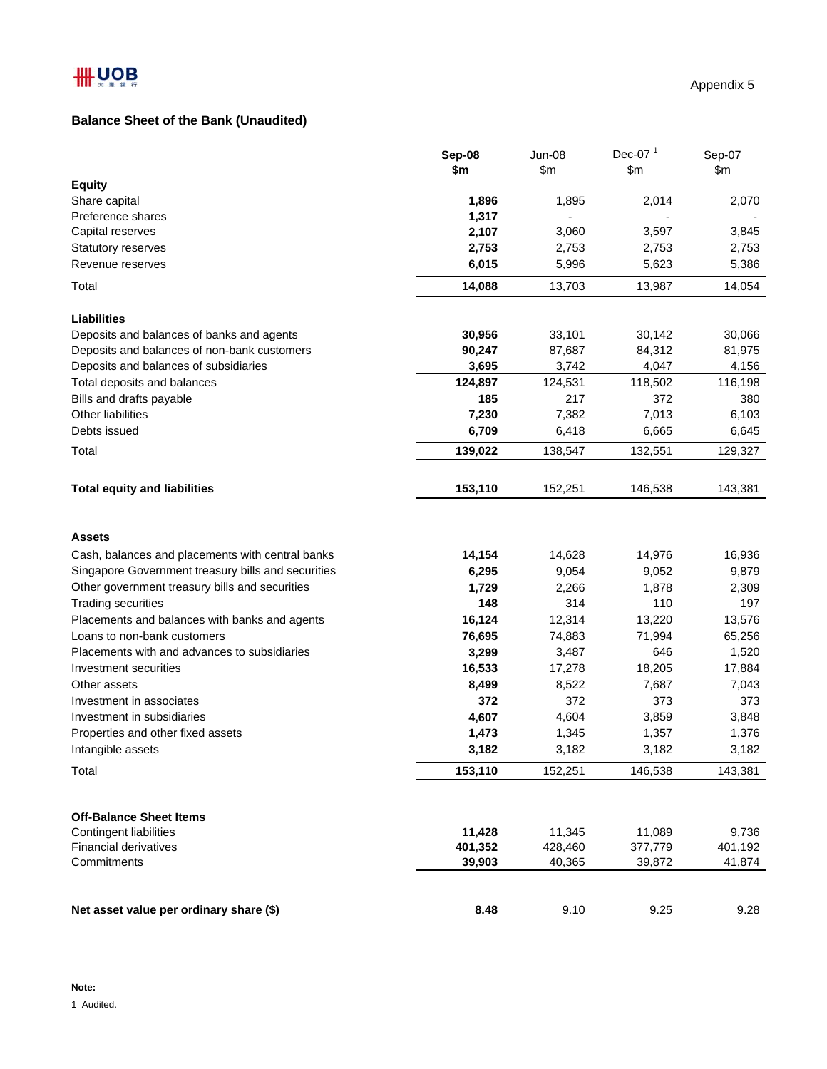Appendix 5

## Balance Sheet of the Bank (Unaudited)

| | Sep-08 | Jun-08 | Dec-07 [1] | Sep-07 |
|---|---|---|---|---|
| | $m | $m | $m | $m |
| **Equity** | | | | |
| Share capital | **1,896** | 1,895 | 2,014 | 2,070 |
| Preference shares | **1,317** | - | - | - |
| Capital reserves | **2,107** | 3,060 | 3,597 | 3,845 |
| Statutory reserves | **2,753** | 2,753 | 2,753 | 2,753 |
| Revenue reserves | **6,015** | 5,996 | 5,623 | 5,386 |
| Total | **14,088** | 13,703 | 13,987 | 14,054 |
| **Liabilities** | | | | |
| Deposits and balances of banks and agents | **30,956** | 33,101 | 30,142 | 30,066 |
| Deposits and balances of non-bank customers | **90,247** | 87,687 | 84,312 | 81,975 |
| Deposits and balances of subsidiaries | **3,695** | 3,742 | 4,047 | 4,156 |
| Total deposits and balances | **124,897** | 124,531 | 118,502 | 116,198 |
| Bills and drafts payable | **185** | 217 | 372 | 380 |
| Other liabilities | **7,230** | 7,382 | 7,013 | 6,103 |
| Debts issued | **6,709** | 6,418 | 6,665 | 6,645 |
| Total | **139,022** | 138,547 | 132,551 | 129,327 |
| **Total equity and liabilities** | **153,110** | 152,251 | 146,538 | 143,381 |
| **Assets** | | | | |
| Cash, balances and placements with central banks | **14,154** | 14,628 | 14,976 | 16,936 |
| Singapore Government treasury bills and securities | **6,295** | 9,054 | 9,052 | 9,879 |
| Other government treasury bills and securities | **1,729** | 2,266 | 1,878 | 2,309 |
| Trading securities | **148** | 314 | 110 | 197 |
| Placements and balances with banks and agents | **16,124** | 12,314 | 13,220 | 13,576 |
| Loans to non-bank customers | **76,695** | 74,883 | 71,994 | 65,256 |
| Placements with and advances to subsidiaries | **3,299** | 3,487 | 646 | 1,520 |
| Investment securities | **16,533** | 17,278 | 18,205 | 17,884 |
| Other assets | **8,499** | 8,522 | 7,687 | 7,043 |
| Investment in associates | **372** | 372 | 373 | 373 |
| Investment in subsidiaries | **4,607** | 4,604 | 3,859 | 3,848 |
| Properties and other fixed assets | **1,473** | 1,345 | 1,357 | 1,376 |
| Intangible assets | **3,182** | 3,182 | 3,182 | 3,182 |
| Total | **153,110** | 152,251 | 146,538 | 143,381 |
| **Off-Balance Sheet Items** | | | | |
| Contingent liabilities | **11,428** | 11,345 | 11,089 | 9,736 |
| Financial derivatives | **401,352** | 428,460 | 377,779 | 401,192 |
| Commitments | **39,903** | 40,365 | 39,872 | 41,874 |
| **Net asset value per ordinary share ($)** | **8.48** | 9.10 | 9.25 | 9.28 |

**Note:**

1 Audited.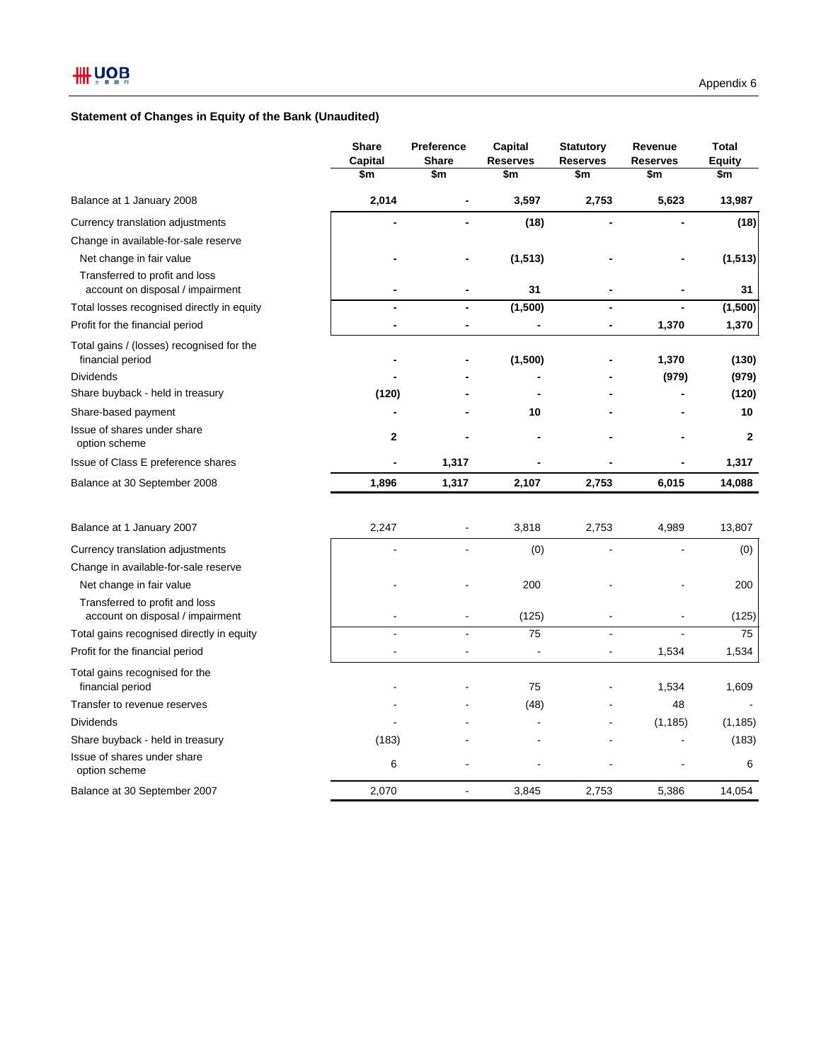Appendix 6

## Statement of Changes in Equity of the Bank (Unaudited)

| | Share Capital $m | Preference Share $m | Capital Reserves $m | Statutory Reserves $m | Revenue Reserves $m | Total Equity $m |
|---|---|---|---|---|---|---|
| **Balance at 1 January 2008** | **2,014** | **-** | **3,597** | **2,753** | **5,623** | **13,987** |
| Currency translation adjustments | **-** | **-** | **(18)** | **-** | **-** | **(18)** |
| Change in available-for-sale reserve | | | | | | |
| Net change in fair value | **-** | **-** | **(1,513)** | **-** | **-** | **(1,513)** |
| Transferred to profit and loss account on disposal / impairment | **-** | **-** | **31** | **-** | **-** | **31** |
| Total losses recognised directly in equity | **-** | **-** | **(1,500)** | **-** | **-** | **(1,500)** |
| Profit for the financial period | **-** | **-** | **-** | **-** | **1,370** | **1,370** |
| Total gains / (losses) recognised for the financial period | **-** | **-** | **(1,500)** | **-** | **1,370** | **(130)** |
| Dividends | **-** | **-** | **-** | **-** | **(979)** | **(979)** |
| Share buyback - held in treasury | **(120)** | **-** | **-** | **-** | **-** | **(120)** |
| Share-based payment | **-** | **-** | **10** | **-** | **-** | **10** |
| Issue of shares under share option scheme | **2** | **-** | **-** | **-** | **-** | **2** |
| Issue of Class E preference shares | **-** | **1,317** | **-** | **-** | **-** | **1,317** |
| **Balance at 30 September 2008** | **1,896** | **1,317** | **2,107** | **2,753** | **6,015** | **14,088** |
| | | | | | | |
| Balance at 1 January 2007 | 2,247 | - | 3,818 | 2,753 | 4,989 | 13,807 |
| Currency translation adjustments | - | - | (0) | - | - | (0) |
| Change in available-for-sale reserve | | | | | | |
| Net change in fair value | - | - | 200 | - | - | 200 |
| Transferred to profit and loss account on disposal / impairment | - | - | (125) | - | - | (125) |
| Total gains recognised directly in equity | - | - | 75 | - | - | 75 |
| Profit for the financial period | - | - | - | - | 1,534 | 1,534 |
| Total gains recognised for the financial period | - | - | 75 | - | 1,534 | 1,609 |
| Transfer to revenue reserves | - | - | (48) | - | 48 | - |
| Dividends | - | - | - | - | (1,185) | (1,185) |
| Share buyback - held in treasury | (183) | - | - | - | - | (183) |
| Issue of shares under share option scheme | 6 | - | - | - | - | 6 |
| Balance at 30 September 2007 | 2,070 | - | 3,845 | 2,753 | 5,386 | 14,054 |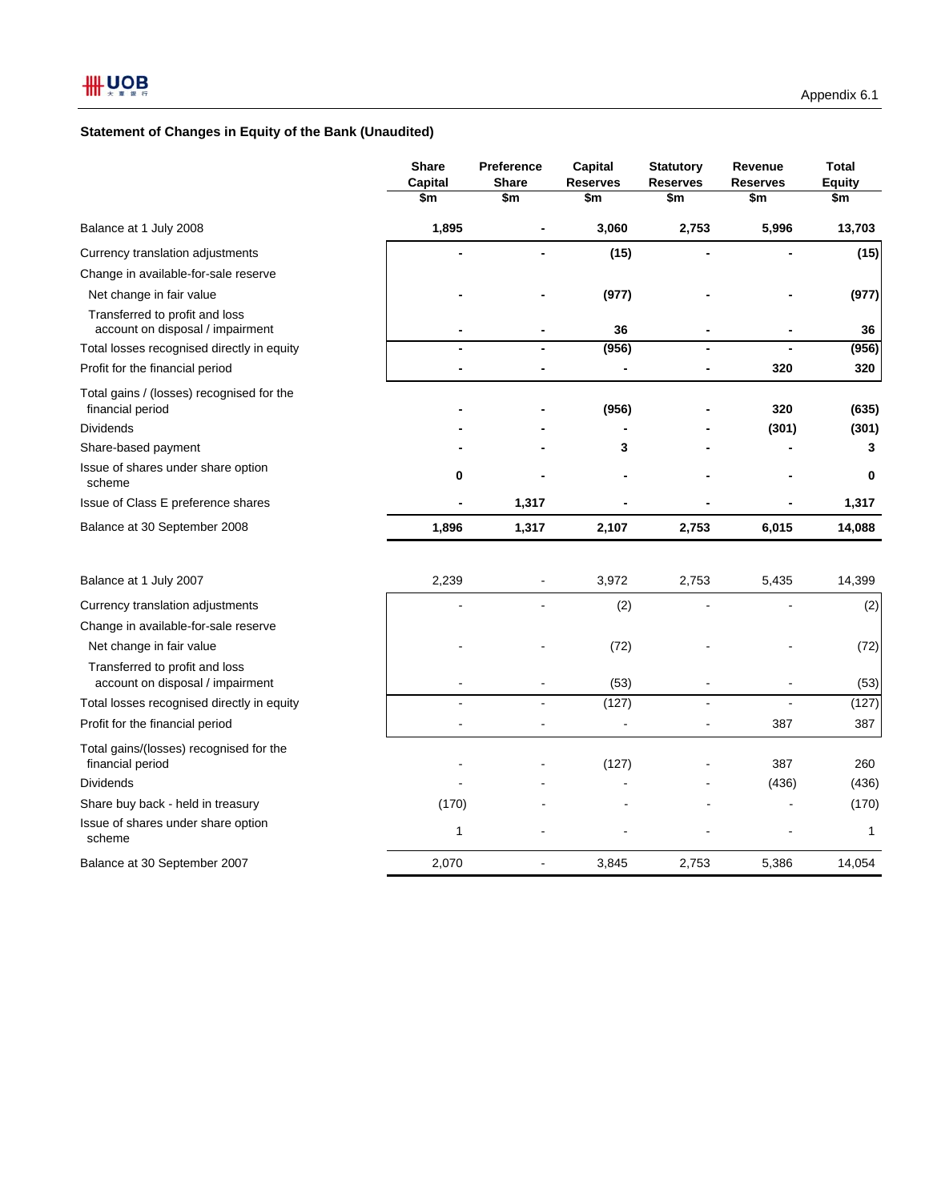Appendix 6.1

**Statement of Changes in Equity of the Bank (Unaudited)**

| | Share Capital $m | Preference Share $m | Capital Reserves $m | Statutory Reserves $m | Revenue Reserves $m | Total Equity $m |
|---|---|---|---|---|---|---|
| **Balance at 1 July 2008** | **1,895** | **-** | **3,060** | **2,753** | **5,996** | **13,703** |
| Currency translation adjustments | **-** | **-** | **(15)** | **-** | **-** | **(15)** |
| Change in available-for-sale reserve | | | | | | |
| Net change in fair value | **-** | **-** | **(977)** | **-** | **-** | **(977)** |
| Transferred to profit and loss account on disposal / impairment | **-** | **-** | **36** | **-** | **-** | **36** |
| Total losses recognised directly in equity | **-** | **-** | **(956)** | **-** | **-** | **(956)** |
| Profit for the financial period | **-** | **-** | **-** | **-** | **320** | **320** |
| Total gains / (losses) recognised for the financial period | **-** | **-** | **(956)** | **-** | **320** | **(635)** |
| Dividends | **-** | **-** | **-** | **-** | **(301)** | **(301)** |
| Share-based payment | **-** | **-** | **3** | **-** | **-** | **3** |
| Issue of shares under share option scheme | **0** | **-** | **-** | **-** | **-** | **0** |
| Issue of Class E preference shares | **-** | **1,317** | **-** | **-** | **-** | **1,317** |
| **Balance at 30 September 2008** | **1,896** | **1,317** | **2,107** | **2,753** | **6,015** | **14,088** |
| | | | | | | |
| Balance at 1 July 2007 | 2,239 | - | 3,972 | 2,753 | 5,435 | 14,399 |
| Currency translation adjustments | - | - | (2) | - | - | (2) |
| Change in available-for-sale reserve | | | | | | |
| Net change in fair value | - | - | (72) | - | - | (72) |
| Transferred to profit and loss account on disposal / impairment | - | - | (53) | - | - | (53) |
| Total losses recognised directly in equity | - | - | (127) | - | - | (127) |
| Profit for the financial period | - | - | - | - | 387 | 387 |
| Total gains/(losses) recognised for the financial period | - | - | (127) | - | 387 | 260 |
| Dividends | - | - | - | - | (436) | (436) |
| Share buy back - held in treasury | (170) | - | - | - | - | (170) |
| Issue of shares under share option scheme | 1 | - | - | - | - | 1 |
| Balance at 30 September 2007 | 2,070 | - | 3,845 | 2,753 | 5,386 | 14,054 |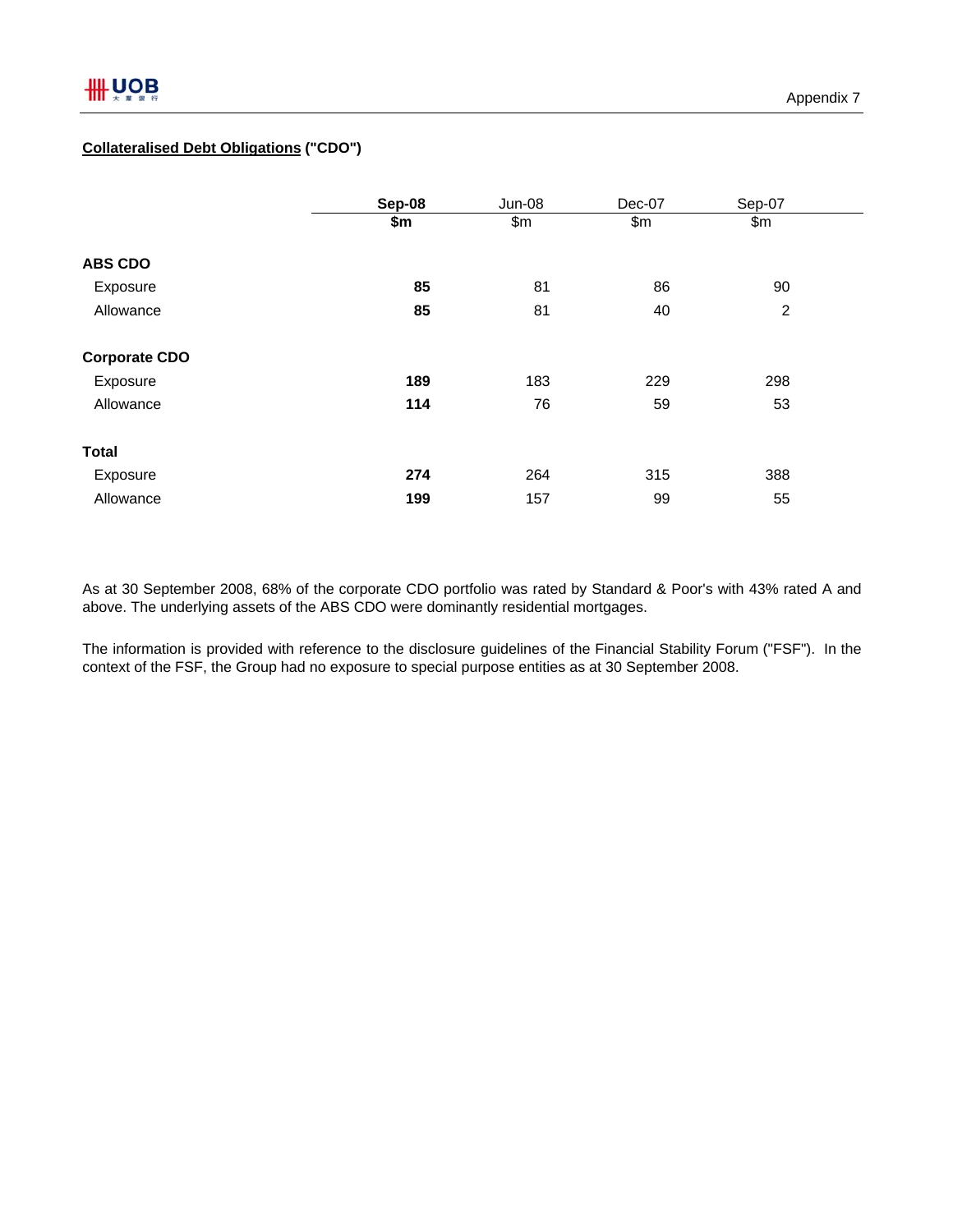Appendix 7

**Collateralised Debt Obligations ("CDO")**

| | **Sep-08** | Jun-08 | Dec-07 | Sep-07 |
|---|---|---|---|---|
| | **$m** | $m | $m | $m |
| **ABS CDO** | | | | |
| Exposure | **85** | 81 | 86 | 90 |
| Allowance | **85** | 81 | 40 | 2 |
| **Corporate CDO** | | | | |
| Exposure | **189** | 183 | 229 | 298 |
| Allowance | **114** | 76 | 59 | 53 |
| **Total** | | | | |
| Exposure | **274** | 264 | 315 | 388 |
| Allowance | **199** | 157 | 99 | 55 |

As at 30 September 2008, 68% of the corporate CDO portfolio was rated by Standard & Poor's with 43% rated A and above. The underlying assets of the ABS CDO were dominantly residential mortgages.

The information is provided with reference to the disclosure guidelines of the Financial Stability Forum ("FSF"). In the context of the FSF, the Group had no exposure to special purpose entities as at 30 September 2008.